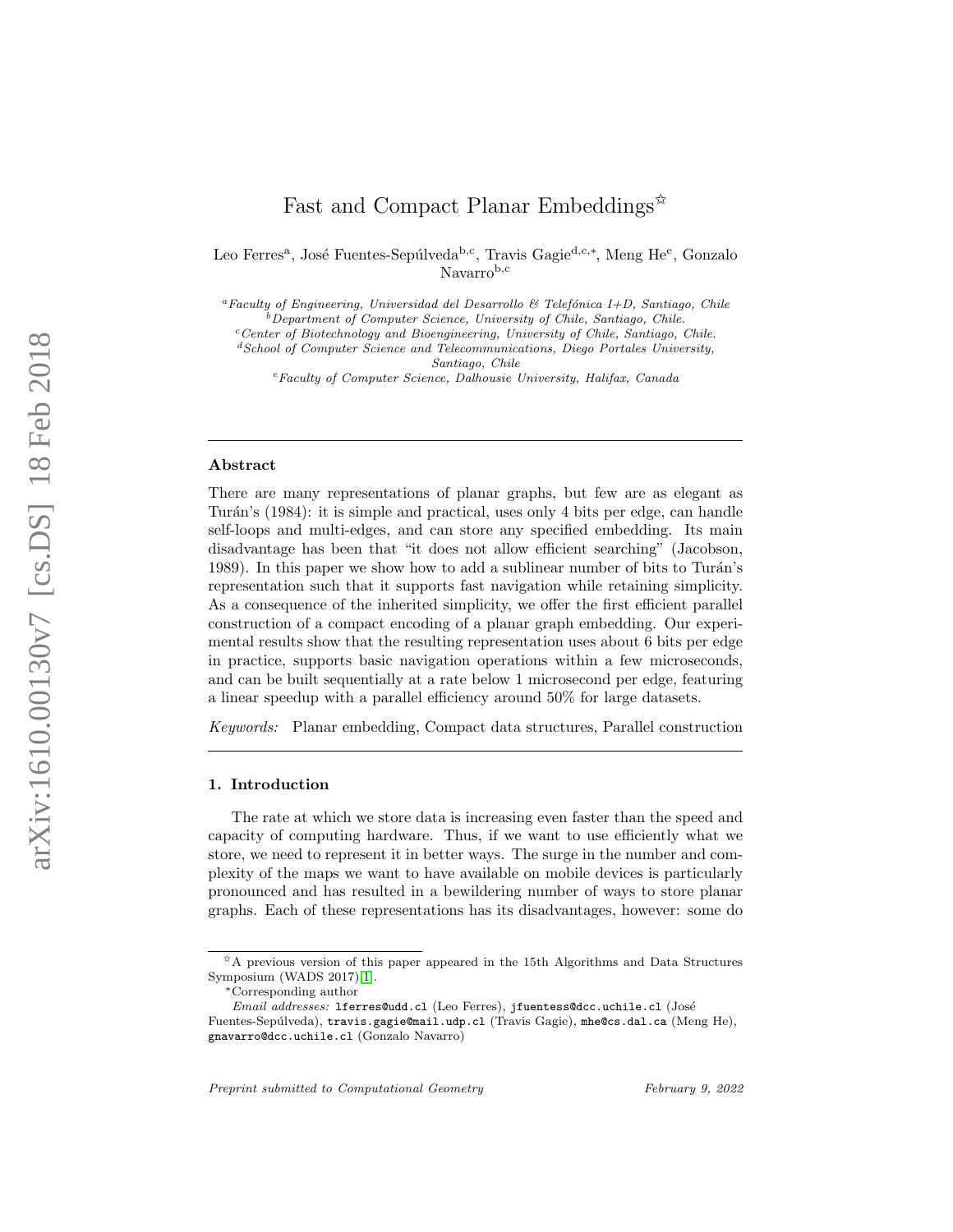# Fast and Compact Planar Embeddings[☆]

Leo Ferres[a], José Fuentes-Sepúlveda[b,c], Travis Gagie[d,c,*], Meng He[e], Gonzalo Navarro[b,c]

[a] *Faculty of Engineering, Universidad del Desarrollo & Telefónica I+D, Santiago, Chile*
[b] *Department of Computer Science, University of Chile, Santiago, Chile.*
[c] *Center of Biotechnology and Bioengineering, University of Chile, Santiago, Chile.*
[d] *School of Computer Science and Telecommunications, Diego Portales University, Santiago, Chile*
[e] *Faculty of Computer Science, Dalhousie University, Halifax, Canada*

## Abstract

There are many representations of planar graphs, but few are as elegant as Turán's (1984): it is simple and practical, uses only 4 bits per edge, can handle self-loops and multi-edges, and can store any specified embedding. Its main disadvantage has been that "it does not allow efficient searching" (Jacobson, 1989). In this paper we show how to add a sublinear number of bits to Turán's representation such that it supports fast navigation while retaining simplicity. As a consequence of the inherited simplicity, we offer the first efficient parallel construction of a compact encoding of a planar graph embedding. Our experimental results show that the resulting representation uses about 6 bits per edge in practice, supports basic navigation operations within a few microseconds, and can be built sequentially at a rate below 1 microsecond per edge, featuring a linear speedup with a parallel efficiency around 50% for large datasets.

*Keywords:* Planar embedding, Compact data structures, Parallel construction

## 1. Introduction

The rate at which we store data is increasing even faster than the speed and capacity of computing hardware. Thus, if we want to use efficiently what we store, we need to represent it in better ways. The surge in the number and complexity of the maps we want to have available on mobile devices is particularly pronounced and has resulted in a bewildering number of ways to store planar graphs. Each of these representations has its disadvantages, however: some do

---

[☆] A previous version of this paper appeared in the 15th Algorithms and Data Structures Symposium (WADS 2017)[1].

[*] Corresponding author

*Email addresses:* lferres@udd.cl (Leo Ferres), jfuentess@dcc.uchile.cl (José Fuentes-Sepúlveda), travis.gagie@mail.udp.cl (Travis Gagie), mhe@cs.dal.ca (Meng He), gnavarro@dcc.uchile.cl (Gonzalo Navarro)

*Preprint submitted to Computational Geometry* *February 9, 2022*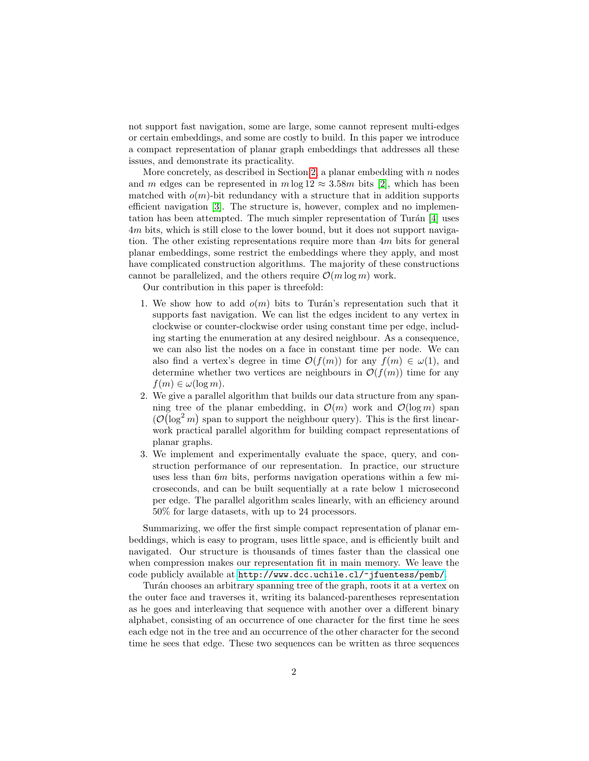not support fast navigation, some are large, some cannot represent multi-edges or certain embeddings, and some are costly to build. In this paper we introduce a compact representation of planar graph embeddings that addresses all these issues, and demonstrate its practicality.

More concretely, as described in Section 2, a planar embedding with $n$ nodes and $m$ edges can be represented in $m \log 12 \approx 3.58m$ bits [2], which has been matched with $o(m)$-bit redundancy with a structure that in addition supports efficient navigation [3]. The structure is, however, complex and no implementation has been attempted. The much simpler representation of Turán [4] uses $4m$ bits, which is still close to the lower bound, but it does not support navigation. The other existing representations require more than $4m$ bits for general planar embeddings, some restrict the embeddings where they apply, and most have complicated construction algorithms. The majority of these constructions cannot be parallelized, and the others require $\mathcal{O}(m \log m)$ work.

Our contribution in this paper is threefold:

1. We show how to add $o(m)$ bits to Turán's representation such that it supports fast navigation. We can list the edges incident to any vertex in clockwise or counter-clockwise order using constant time per edge, including starting the enumeration at any desired neighbour. As a consequence, we can also list the nodes on a face in constant time per node. We can also find a vertex's degree in time $\mathcal{O}(f(m))$ for any $f(m) \in \omega(1)$, and determine whether two vertices are neighbours in $\mathcal{O}(f(m))$ time for any $f(m) \in \omega(\log m)$.
2. We give a parallel algorithm that builds our data structure from any spanning tree of the planar embedding, in $\mathcal{O}(m)$ work and $\mathcal{O}(\log m)$ span ($\mathcal{O}(\log^2 m)$ span to support the neighbour query). This is the first linear-work practical parallel algorithm for building compact representations of planar graphs.
3. We implement and experimentally evaluate the space, query, and construction performance of our representation. In practice, our structure uses less than $6m$ bits, performs navigation operations within a few microseconds, and can be built sequentially at a rate below 1 microsecond per edge. The parallel algorithm scales linearly, with an efficiency around 50% for large datasets, with up to 24 processors.

Summarizing, we offer the first simple compact representation of planar embeddings, which is easy to program, uses little space, and is efficiently built and navigated. Our structure is thousands of times faster than the classical one when compression makes our representation fit in main memory. We leave the code publicly available at http://www.dcc.uchile.cl/~jfuentess/pemb/.

Turán chooses an arbitrary spanning tree of the graph, roots it at a vertex on the outer face and traverses it, writing its balanced-parentheses representation as he goes and interleaving that sequence with another over a different binary alphabet, consisting of an occurrence of one character for the first time he sees each edge not in the tree and an occurrence of the other character for the second time he sees that edge. These two sequences can be written as three sequences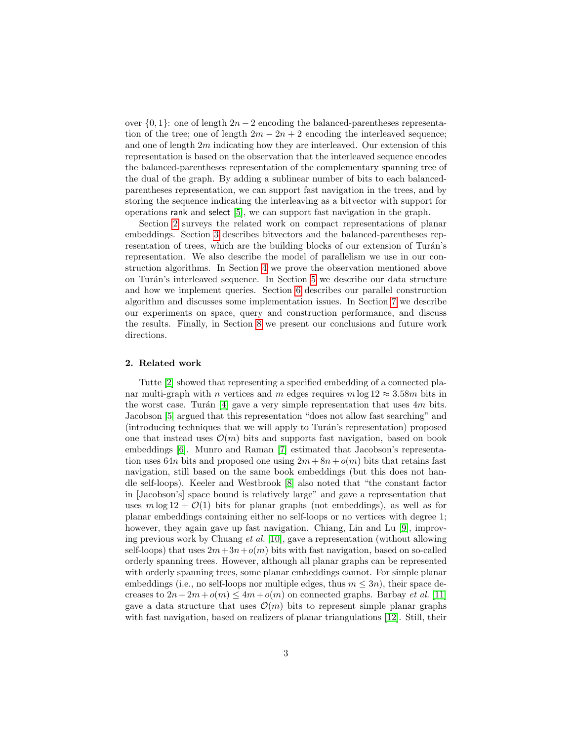over $\{0, 1\}$: one of length $2n - 2$ encoding the balanced-parentheses representation of the tree; one of length $2m - 2n + 2$ encoding the interleaved sequence; and one of length $2m$ indicating how they are interleaved. Our extension of this representation is based on the observation that the interleaved sequence encodes the balanced-parentheses representation of the complementary spanning tree of the dual of the graph. By adding a sublinear number of bits to each balanced-parentheses representation, we can support fast navigation in the trees, and by storing the sequence indicating the interleaving as a bitvector with support for operations rank and select [5], we can support fast navigation in the graph.

Section 2 surveys the related work on compact representations of planar embeddings. Section 3 describes bitvectors and the balanced-parentheses representation of trees, which are the building blocks of our extension of Turán's representation. We also describe the model of parallelism we use in our construction algorithms. In Section 4 we prove the observation mentioned above on Turán's interleaved sequence. In Section 5 we describe our data structure and how we implement queries. Section 6 describes our parallel construction algorithm and discusses some implementation issues. In Section 7 we describe our experiments on space, query and construction performance, and discuss the results. Finally, in Section 8 we present our conclusions and future work directions.

## 2. Related work

Tutte [2] showed that representing a specified embedding of a connected planar multi-graph with $n$ vertices and $m$ edges requires $m \log 12 \approx 3.58m$ bits in the worst case. Turán [4] gave a very simple representation that uses $4m$ bits. Jacobson [5] argued that this representation "does not allow fast searching" and (introducing techniques that we will apply to Turán's representation) proposed one that instead uses $\mathcal{O}(m)$ bits and supports fast navigation, based on book embeddings [6]. Munro and Raman [7] estimated that Jacobson's representation uses $64n$ bits and proposed one using $2m + 8n + o(m)$ bits that retains fast navigation, still based on the same book embeddings (but this does not handle self-loops). Keeler and Westbrook [8] also noted that "the constant factor in [Jacobson's] space bound is relatively large" and gave a representation that uses $m \log 12 + \mathcal{O}(1)$ bits for planar graphs (not embeddings), as well as for planar embeddings containing either no self-loops or no vertices with degree 1; however, they again gave up fast navigation. Chiang, Lin and Lu [9], improving previous work by Chuang *et al.* [10], gave a representation (without allowing self-loops) that uses $2m+3n+o(m)$ bits with fast navigation, based on so-called orderly spanning trees. However, although all planar graphs can be represented with orderly spanning trees, some planar embeddings cannot. For simple planar embeddings (i.e., no self-loops nor multiple edges, thus $m \leq 3n$), their space decreases to $2n + 2m + o(m) \leq 4m + o(m)$ on connected graphs. Barbay *et al.* [11] gave a data structure that uses $\mathcal{O}(m)$ bits to represent simple planar graphs with fast navigation, based on realizers of planar triangulations [12]. Still, their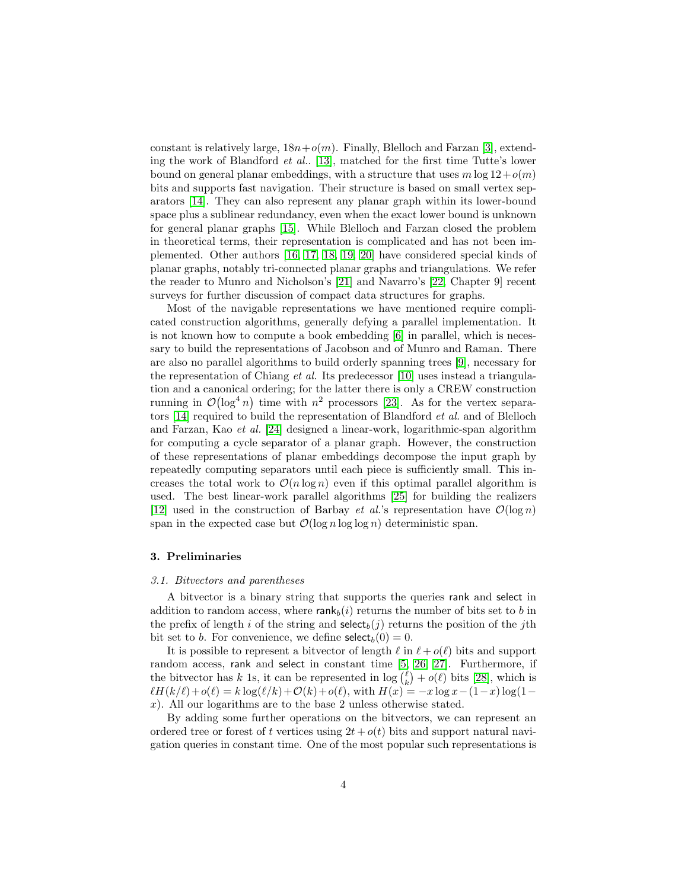constant is relatively large, $18n+o(m)$. Finally, Blelloch and Farzan [3], extending the work of Blandford *et al.*. [13], matched for the first time Tutte's lower bound on general planar embeddings, with a structure that uses $m \log 12 + o(m)$ bits and supports fast navigation. Their structure is based on small vertex separators [14]. They can also represent any planar graph within its lower-bound space plus a sublinear redundancy, even when the exact lower bound is unknown for general planar graphs [15]. While Blelloch and Farzan closed the problem in theoretical terms, their representation is complicated and has not been implemented. Other authors [16, 17, 18, 19, 20] have considered special kinds of planar graphs, notably tri-connected planar graphs and triangulations. We refer the reader to Munro and Nicholson's [21] and Navarro's [22, Chapter 9] recent surveys for further discussion of compact data structures for graphs.

Most of the navigable representations we have mentioned require complicated construction algorithms, generally defying a parallel implementation. It is not known how to compute a book embedding [6] in parallel, which is necessary to build the representations of Jacobson and of Munro and Raman. There are also no parallel algorithms to build orderly spanning trees [9], necessary for the representation of Chiang *et al.* Its predecessor [10] uses instead a triangulation and a canonical ordering; for the latter there is only a CREW construction running in $\mathcal{O}(\log^4 n)$ time with $n^2$ processors [23]. As for the vertex separators [14] required to build the representation of Blandford *et al.* and of Blelloch and Farzan, Kao *et al.* [24] designed a linear-work, logarithmic-span algorithm for computing a cycle separator of a planar graph. However, the construction of these representations of planar embeddings decompose the input graph by repeatedly computing separators until each piece is sufficiently small. This increases the total work to $\mathcal{O}(n \log n)$ even if this optimal parallel algorithm is used. The best linear-work parallel algorithms [25] for building the realizers [12] used in the construction of Barbay *et al.*'s representation have $\mathcal{O}(\log n)$ span in the expected case but $\mathcal{O}(\log n \log \log n)$ deterministic span.

## 3. Preliminaries

### 3.1. Bitvectors and parentheses

A bitvector is a binary string that supports the queries rank and select in addition to random access, where $\mathsf{rank}_b(i)$ returns the number of bits set to $b$ in the prefix of length $i$ of the string and $\mathsf{select}_b(j)$ returns the position of the $j$th bit set to $b$. For convenience, we define $\mathsf{select}_b(0) = 0$.

It is possible to represent a bitvector of length $\ell$ in $\ell + o(\ell)$ bits and support random access, rank and select in constant time [5, 26, 27]. Furthermore, if the bitvector has $k$ 1s, it can be represented in $\log \binom{\ell}{k} + o(\ell)$ bits [28], which is $\ell H(k/\ell) + o(\ell) = k \log(\ell/k) + \mathcal{O}(k) + o(\ell)$, with $H(x) = -x \log x - (1-x)\log(1-x)$. All our logarithms are to the base 2 unless otherwise stated.

By adding some further operations on the bitvectors, we can represent an ordered tree or forest of $t$ vertices using $2t + o(t)$ bits and support natural navigation queries in constant time. One of the most popular such representations is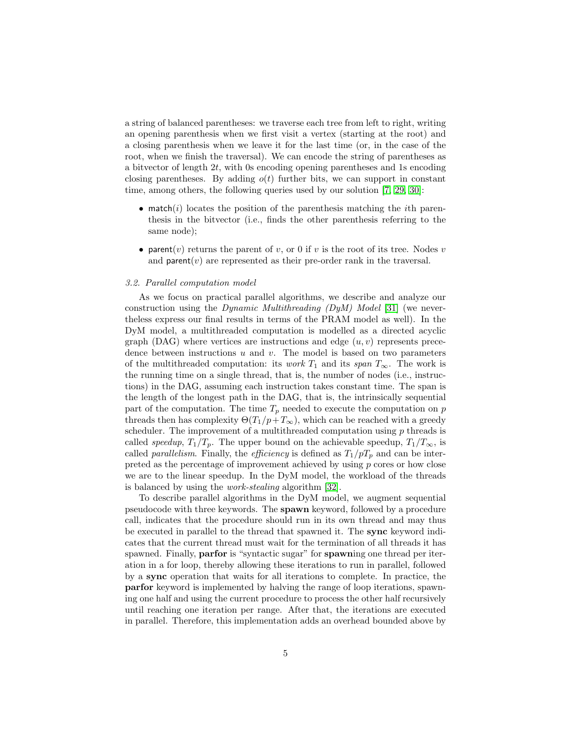a string of balanced parentheses: we traverse each tree from left to right, writing an opening parenthesis when we first visit a vertex (starting at the root) and a closing parenthesis when we leave it for the last time (or, in the case of the root, when we finish the traversal). We can encode the string of parentheses as a bitvector of length $2t$, with 0s encoding opening parentheses and 1s encoding closing parentheses. By adding $o(t)$ further bits, we can support in constant time, among others, the following queries used by our solution [7, 29, 30]:

- $\mathsf{match}(i)$ locates the position of the parenthesis matching the $i$th parenthesis in the bitvector (i.e., finds the other parenthesis referring to the same node);
- $\mathsf{parent}(v)$ returns the parent of $v$, or 0 if $v$ is the root of its tree. Nodes $v$ and $\mathsf{parent}(v)$ are represented as their pre-order rank in the traversal.

### *3.2. Parallel computation model*

As we focus on practical parallel algorithms, we describe and analyze our construction using the *Dynamic Multithreading (DyM) Model* [31] (we nevertheless express our final results in terms of the PRAM model as well). In the DyM model, a multithreaded computation is modelled as a directed acyclic graph (DAG) where vertices are instructions and edge $(u, v)$ represents precedence between instructions $u$ and $v$. The model is based on two parameters of the multithreaded computation: its *work* $T_1$ and its *span* $T_\infty$. The work is the running time on a single thread, that is, the number of nodes (i.e., instructions) in the DAG, assuming each instruction takes constant time. The span is the length of the longest path in the DAG, that is, the intrinsically sequential part of the computation. The time $T_p$ needed to execute the computation on $p$ threads then has complexity $\Theta(T_1/p + T_\infty)$, which can be reached with a greedy scheduler. The improvement of a multithreaded computation using $p$ threads is called *speedup*, $T_1/T_p$. The upper bound on the achievable speedup, $T_1/T_\infty$, is called *parallelism*. Finally, the *efficiency* is defined as $T_1/pT_p$ and can be interpreted as the percentage of improvement achieved by using $p$ cores or how close we are to the linear speedup. In the DyM model, the workload of the threads is balanced by using the *work-stealing* algorithm [32].

To describe parallel algorithms in the DyM model, we augment sequential pseudocode with three keywords. The **spawn** keyword, followed by a procedure call, indicates that the procedure should run in its own thread and may thus be executed in parallel to the thread that spawned it. The **sync** keyword indicates that the current thread must wait for the termination of all threads it has spawned. Finally, **parfor** is "syntactic sugar" for **spawn**ing one thread per iteration in a for loop, thereby allowing these iterations to run in parallel, followed by a **sync** operation that waits for all iterations to complete. In practice, the **parfor** keyword is implemented by halving the range of loop iterations, spawning one half and using the current procedure to process the other half recursively until reaching one iteration per range. After that, the iterations are executed in parallel. Therefore, this implementation adds an overhead bounded above by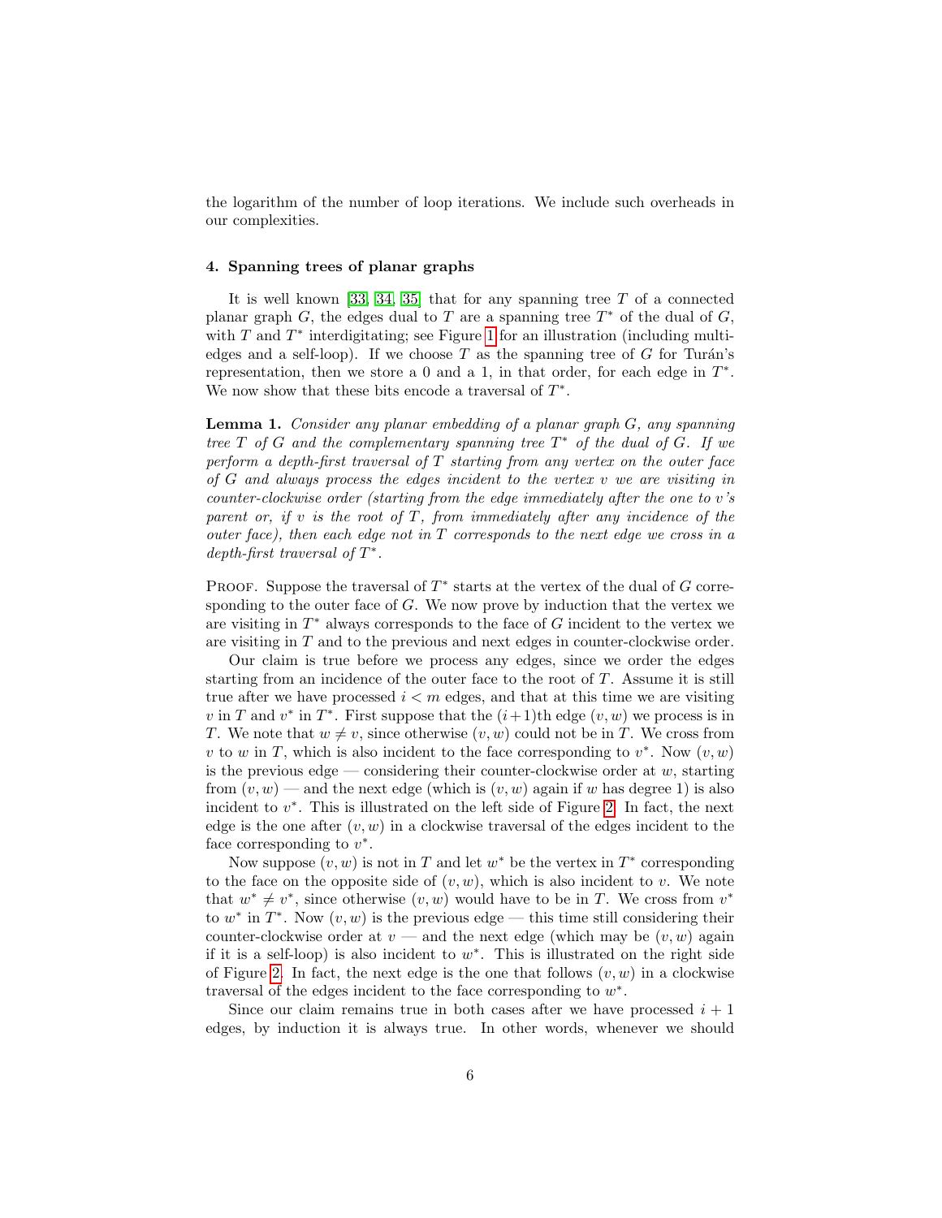the logarithm of the number of loop iterations. We include such overheads in our complexities.

### 4. Spanning trees of planar graphs

It is well known [33, 34, 35] that for any spanning tree $T$ of a connected planar graph $G$, the edges dual to $T$ are a spanning tree $T^*$ of the dual of $G$, with $T$ and $T^*$ interdigitating; see Figure 1 for an illustration (including multi-edges and a self-loop). If we choose $T$ as the spanning tree of $G$ for Turán's representation, then we store a 0 and a 1, in that order, for each edge in $T^*$. We now show that these bits encode a traversal of $T^*$.

**Lemma 1.** *Consider any planar embedding of a planar graph $G$, any spanning tree $T$ of $G$ and the complementary spanning tree $T^*$ of the dual of $G$. If we perform a depth-first traversal of $T$ starting from any vertex on the outer face of $G$ and always process the edges incident to the vertex $v$ we are visiting in counter-clockwise order (starting from the edge immediately after the one to $v$'s parent or, if $v$ is the root of $T$, from immediately after any incidence of the outer face), then each edge not in $T$ corresponds to the next edge we cross in a depth-first traversal of $T^*$.*

Proof. Suppose the traversal of $T^*$ starts at the vertex of the dual of $G$ corresponding to the outer face of $G$. We now prove by induction that the vertex we are visiting in $T^*$ always corresponds to the face of $G$ incident to the vertex we are visiting in $T$ and to the previous and next edges in counter-clockwise order.

Our claim is true before we process any edges, since we order the edges starting from an incidence of the outer face to the root of $T$. Assume it is still true after we have processed $i < m$ edges, and that at this time we are visiting $v$ in $T$ and $v^*$ in $T^*$. First suppose that the $(i+1)$th edge $(v, w)$ we process is in $T$. We note that $w \neq v$, since otherwise $(v, w)$ could not be in $T$. We cross from $v$ to $w$ in $T$, which is also incident to the face corresponding to $v^*$. Now $(v, w)$ is the previous edge — considering their counter-clockwise order at $w$, starting from $(v, w)$ — and the next edge (which is $(v, w)$ again if $w$ has degree 1) is also incident to $v^*$. This is illustrated on the left side of Figure 2. In fact, the next edge is the one after $(v, w)$ in a clockwise traversal of the edges incident to the face corresponding to $v^*$.

Now suppose $(v, w)$ is not in $T$ and let $w^*$ be the vertex in $T^*$ corresponding to the face on the opposite side of $(v, w)$, which is also incident to $v$. We note that $w^* \neq v^*$, since otherwise $(v, w)$ would have to be in $T$. We cross from $v^*$ to $w^*$ in $T^*$. Now $(v, w)$ is the previous edge — this time still considering their counter-clockwise order at $v$ — and the next edge (which may be $(v, w)$ again if it is a self-loop) is also incident to $w^*$. This is illustrated on the right side of Figure 2. In fact, the next edge is the one that follows $(v, w)$ in a clockwise traversal of the edges incident to the face corresponding to $w^*$.

Since our claim remains true in both cases after we have processed $i + 1$ edges, by induction it is always true. In other words, whenever we should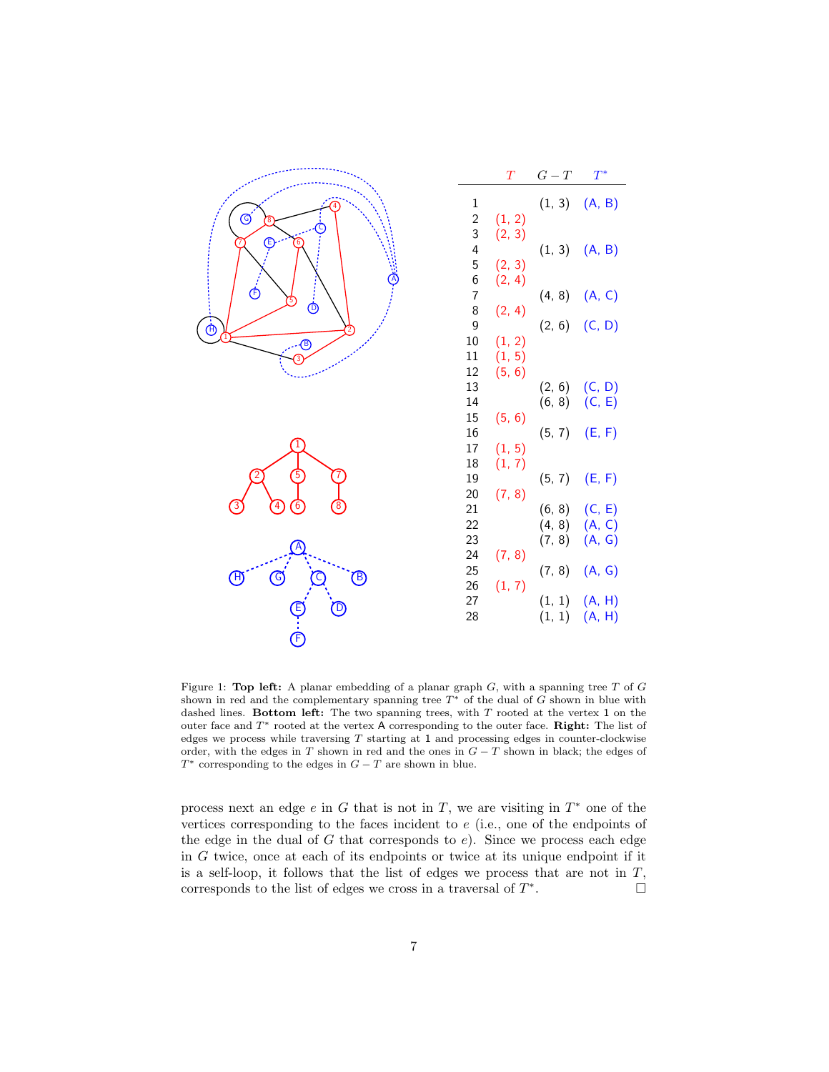|  | $T$ | $G - T$ | $T^*$ |
|---|---|---|---|
| 1 |  | (1, 3) | (A, B) |
| 2 | (1, 2) |  |  |
| 3 | (2, 3) |  |  |
| 4 |  | (1, 3) | (A, B) |
| 5 | (2, 3) |  |  |
| 6 | (2, 4) |  |  |
| 7 |  | (4, 8) | (A, C) |
| 8 | (2, 4) |  |  |
| 9 |  | (2, 6) | (C, D) |
| 10 | (1, 2) |  |  |
| 11 | (1, 5) |  |  |
| 12 | (5, 6) |  |  |
| 13 |  | (2, 6) | (C, D) |
| 14 |  | (6, 8) | (C, E) |
| 15 | (5, 6) |  |  |
| 16 |  | (5, 7) | (E, F) |
| 17 | (1, 5) |  |  |
| 18 | (1, 7) |  |  |
| 19 |  | (5, 7) | (E, F) |
| 20 | (7, 8) |  |  |
| 21 |  | (6, 8) | (C, E) |
| 22 |  | (4, 8) | (A, C) |
| 23 |  | (7, 8) | (A, G) |
| 24 | (7, 8) |  |  |
| 25 |  | (7, 8) | (A, G) |
| 26 | (1, 7) |  |  |
| 27 |  | (1, 1) | (A, H) |
| 28 |  | (1, 1) | (A, H) |

Figure 1: **Top left:** A planar embedding of a planar graph $G$, with a spanning tree $T$ of $G$ shown in red and the complementary spanning tree $T^*$ of the dual of $G$ shown in blue with dashed lines. **Bottom left:** The two spanning trees, with $T$ rooted at the vertex 1 on the outer face and $T^*$ rooted at the vertex A corresponding to the outer face. **Right:** The list of edges we process while traversing $T$ starting at 1 and processing edges in counter-clockwise order, with the edges in $T$ shown in red and the ones in $G - T$ shown in black; the edges of $T^*$ corresponding to the edges in $G - T$ are shown in blue.

process next an edge $e$ in $G$ that is not in $T$, we are visiting in $T^*$ one of the vertices corresponding to the faces incident to $e$ (i.e., one of the endpoints of the edge in the dual of $G$ that corresponds to $e$). Since we process each edge in $G$ twice, once at each of its endpoints or twice at its unique endpoint if it is a self-loop, it follows that the list of edges we process that are not in $T$, corresponds to the list of edges we cross in a traversal of $T^*$. $\square$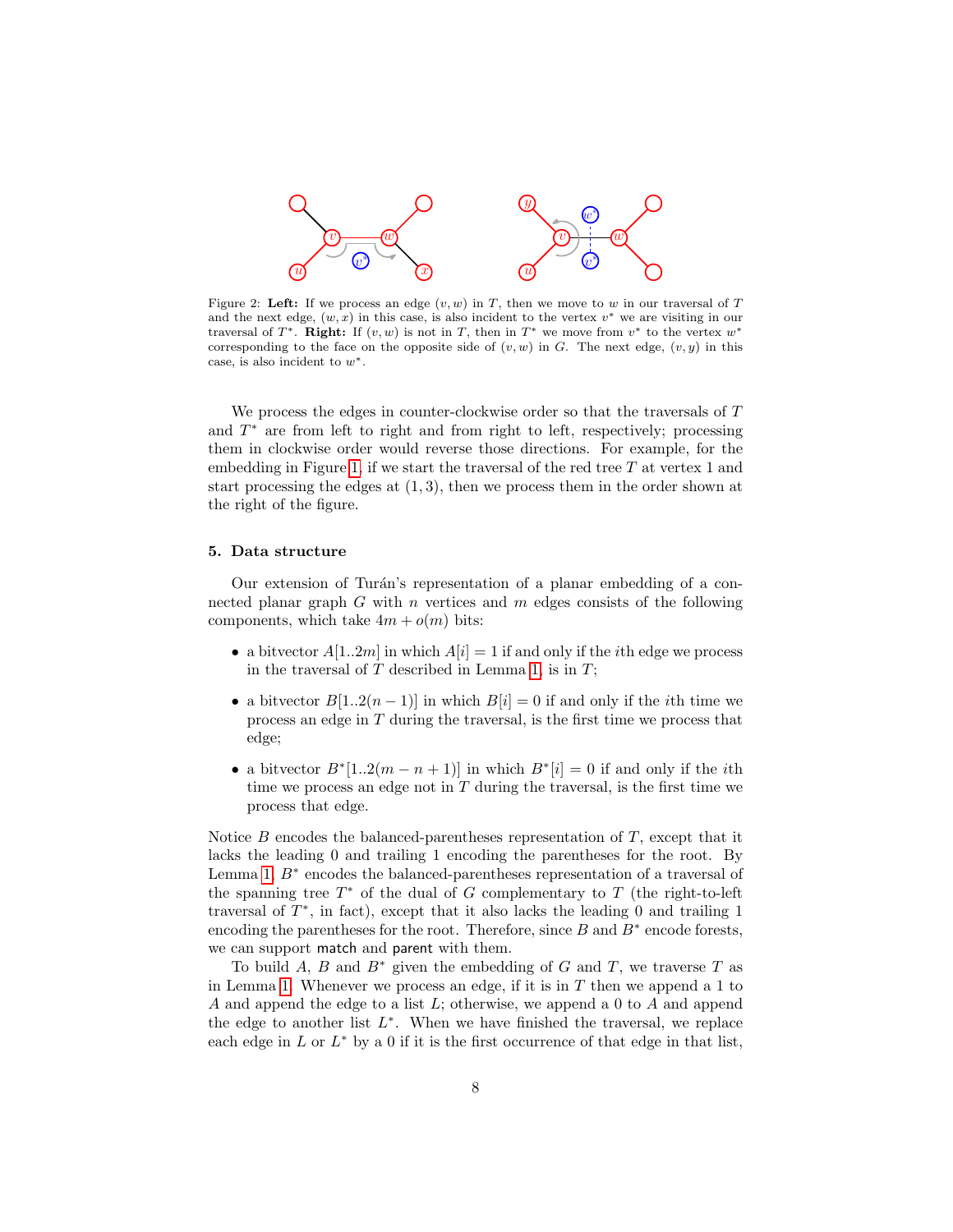Figure 2: **Left:** If we process an edge $(v, w)$ in $T$, then we move to $w$ in our traversal of $T$ and the next edge, $(w, x)$ in this case, is also incident to the vertex $v^*$ we are visiting in our traversal of $T^*$. **Right:** If $(v, w)$ is not in $T$, then in $T^*$ we move from $v^*$ to the vertex $w^*$ corresponding to the face on the opposite side of $(v, w)$ in $G$. The next edge, $(v, y)$ in this case, is also incident to $w^*$.

We process the edges in counter-clockwise order so that the traversals of $T$ and $T^*$ are from left to right and from right to left, respectively; processing them in clockwise order would reverse those directions. For example, for the embedding in Figure 1, if we start the traversal of the red tree $T$ at vertex 1 and start processing the edges at $(1, 3)$, then we process them in the order shown at the right of the figure.

## 5. Data structure

Our extension of Turán's representation of a planar embedding of a connected planar graph $G$ with $n$ vertices and $m$ edges consists of the following components, which take $4m + o(m)$ bits:

- a bitvector $A[1..2m]$ in which $A[i] = 1$ if and only if the $i$th edge we process in the traversal of $T$ described in Lemma 1, is in $T$;
- a bitvector $B[1..2(n-1)]$ in which $B[i] = 0$ if and only if the $i$th time we process an edge in $T$ during the traversal, is the first time we process that edge;
- a bitvector $B^*[1..2(m-n+1)]$ in which $B^*[i] = 0$ if and only if the $i$th time we process an edge not in $T$ during the traversal, is the first time we process that edge.

Notice $B$ encodes the balanced-parentheses representation of $T$, except that it lacks the leading 0 and trailing 1 encoding the parentheses for the root. By Lemma 1, $B^*$ encodes the balanced-parentheses representation of a traversal of the spanning tree $T^*$ of the dual of $G$ complementary to $T$ (the right-to-left traversal of $T^*$, in fact), except that it also lacks the leading 0 and trailing 1 encoding the parentheses for the root. Therefore, since $B$ and $B^*$ encode forests, we can support match and parent with them.

To build $A$, $B$ and $B^*$ given the embedding of $G$ and $T$, we traverse $T$ as in Lemma 1. Whenever we process an edge, if it is in $T$ then we append a 1 to $A$ and append the edge to a list $L$; otherwise, we append a 0 to $A$ and append the edge to another list $L^*$. When we have finished the traversal, we replace each edge in $L$ or $L^*$ by a 0 if it is the first occurrence of that edge in that list,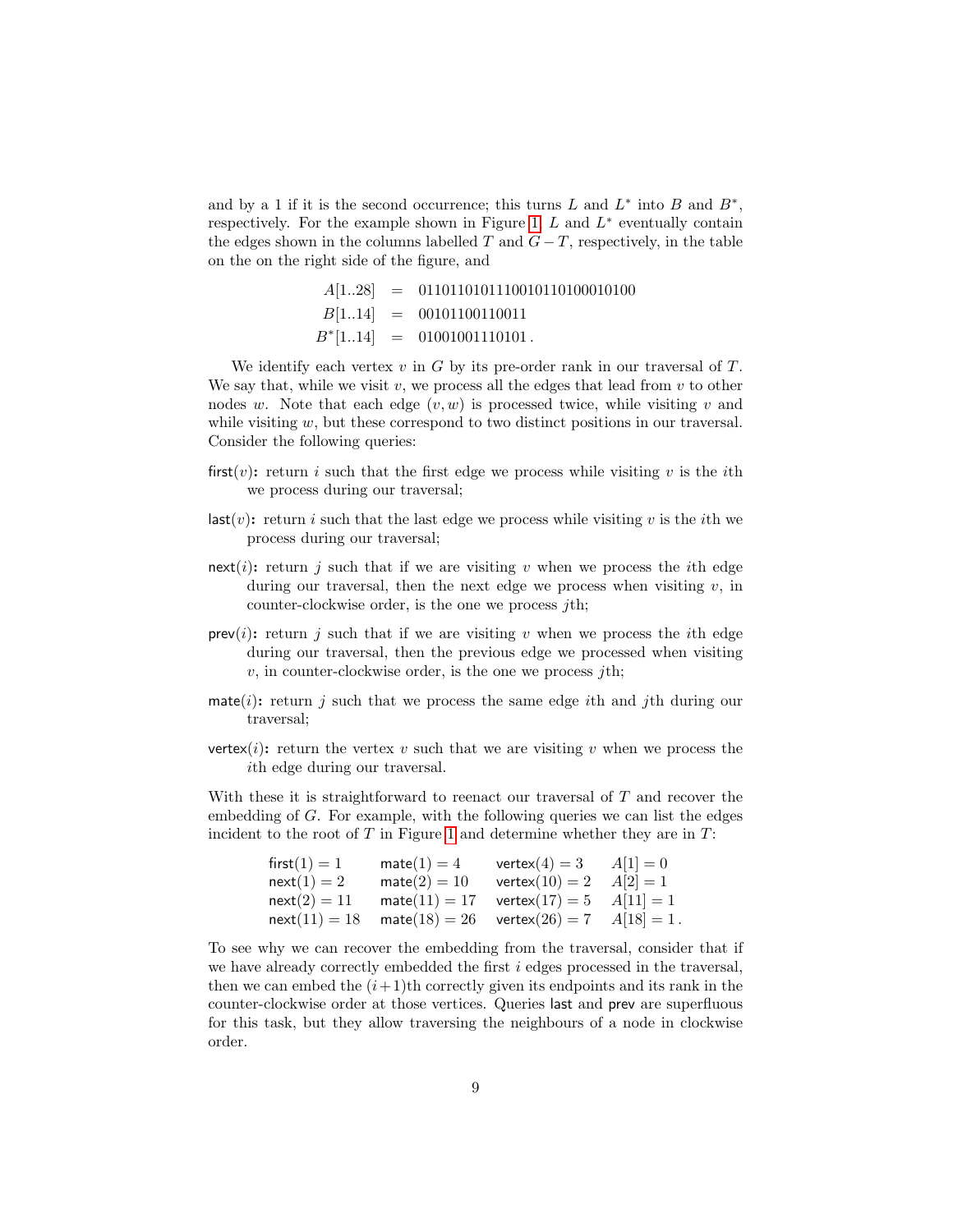and by a 1 if it is the second occurrence; this turns $L$ and $L^*$ into $B$ and $B^*$, respectively. For the example shown in Figure 1, $L$ and $L^*$ eventually contain the edges shown in the columns labelled $T$ and $G - T$, respectively, in the table on the on the right side of the figure, and

$$
\begin{aligned}
A[1..28] &= 0110110101110010110100010100 \\
B[1..14] &= 00101100110011 \\
B^*[1..14] &= 01001001110101\,.
\end{aligned}
$$

We identify each vertex $v$ in $G$ by its pre-order rank in our traversal of $T$. We say that, while we visit $v$, we process all the edges that lead from $v$ to other nodes $w$. Note that each edge $(v, w)$ is processed twice, while visiting $v$ and while visiting $w$, but these correspond to two distinct positions in our traversal. Consider the following queries:

- $\mathsf{first}(v)$**:** return $i$ such that the first edge we process while visiting $v$ is the $i$th we process during our traversal;
- $\mathsf{last}(v)$**:** return $i$ such that the last edge we process while visiting $v$ is the $i$th we process during our traversal;
- $\mathsf{next}(i)$**:** return $j$ such that if we are visiting $v$ when we process the $i$th edge during our traversal, then the next edge we process when visiting $v$, in counter-clockwise order, is the one we process $j$th;
- $\mathsf{prev}(i)$**:** return $j$ such that if we are visiting $v$ when we process the $i$th edge during our traversal, then the previous edge we processed when visiting $v$, in counter-clockwise order, is the one we process $j$th;
- $\mathsf{mate}(i)$**:** return $j$ such that we process the same edge $i$th and $j$th during our traversal;
- $\mathsf{vertex}(i)$**:** return the vertex $v$ such that we are visiting $v$ when we process the $i$th edge during our traversal.

With these it is straightforward to reenact our traversal of $T$ and recover the embedding of $G$. For example, with the following queries we can list the edges incident to the root of $T$ in Figure 1 and determine whether they are in $T$:

$$
\begin{array}{llll}
\mathsf{first}(1) = 1 & \mathsf{mate}(1) = 4 & \mathsf{vertex}(4) = 3 & A[1] = 0 \\
\mathsf{next}(1) = 2 & \mathsf{mate}(2) = 10 & \mathsf{vertex}(10) = 2 & A[2] = 1 \\
\mathsf{next}(2) = 11 & \mathsf{mate}(11) = 17 & \mathsf{vertex}(17) = 5 & A[11] = 1 \\
\mathsf{next}(11) = 18 & \mathsf{mate}(18) = 26 & \mathsf{vertex}(26) = 7 & A[18] = 1\,.
\end{array}
$$

To see why we can recover the embedding from the traversal, consider that if we have already correctly embedded the first $i$ edges processed in the traversal, then we can embed the $(i+1)$th correctly given its endpoints and its rank in the counter-clockwise order at those vertices. Queries $\mathsf{last}$ and $\mathsf{prev}$ are superfluous for this task, but they allow traversing the neighbours of a node in clockwise order.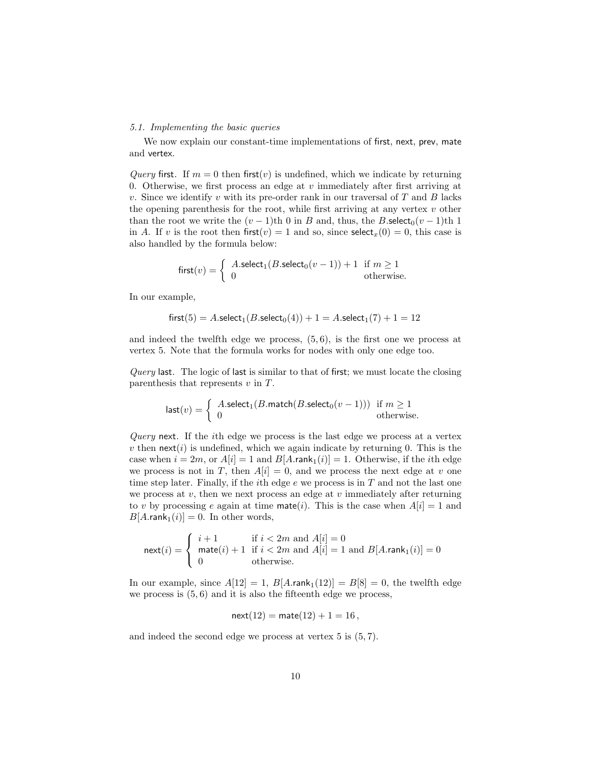### 5.1. Implementing the basic queries

We now explain our constant-time implementations of $\mathsf{first}$, $\mathsf{next}$, $\mathsf{prev}$, $\mathsf{mate}$ and $\mathsf{vertex}$.

*Query* $\mathsf{first}$. If $m = 0$ then $\mathsf{first}(v)$ is undefined, which we indicate by returning 0. Otherwise, we first process an edge at $v$ immediately after first arriving at $v$. Since we identify $v$ with its pre-order rank in our traversal of $T$ and $B$ lacks the opening parenthesis for the root, while first arriving at any vertex $v$ other than the root we write the $(v-1)$th 0 in $B$ and, thus, the $B.\mathsf{select}_0(v-1)$th 1 in $A$. If $v$ is the root then $\mathsf{first}(v) = 1$ and so, since $\mathsf{select}_x(0) = 0$, this case is also handled by the formula below:

$$\mathsf{first}(v) = \begin{cases} A.\mathsf{select}_1(B.\mathsf{select}_0(v-1)) + 1 & \text{if } m \geq 1 \\ 0 & \text{otherwise.} \end{cases}$$

In our example,

$$\mathsf{first}(5) = A.\mathsf{select}_1(B.\mathsf{select}_0(4)) + 1 = A.\mathsf{select}_1(7) + 1 = 12$$

and indeed the twelfth edge we process, $(5, 6)$, is the first one we process at vertex 5. Note that the formula works for nodes with only one edge too.

*Query* $\mathsf{last}$. The logic of $\mathsf{last}$ is similar to that of $\mathsf{first}$; we must locate the closing parenthesis that represents $v$ in $T$.

$$\mathsf{last}(v) = \begin{cases} A.\mathsf{select}_1(B.\mathsf{match}(B.\mathsf{select}_0(v-1))) & \text{if } m \geq 1 \\ 0 & \text{otherwise.} \end{cases}$$

*Query* $\mathsf{next}$. If the $i$th edge we process is the last edge we process at a vertex $v$ then $\mathsf{next}(i)$ is undefined, which we again indicate by returning 0. This is the case when $i = 2m$, or $A[i] = 1$ and $B[A.\mathsf{rank}_1(i)] = 1$. Otherwise, if the $i$th edge we process is not in $T$, then $A[i] = 0$, and we process the next edge at $v$ one time step later. Finally, if the $i$th edge $e$ we process is in $T$ and not the last one we process at $v$, then we next process an edge at $v$ immediately after returning to $v$ by processing $e$ again at time $\mathsf{mate}(i)$. This is the case when $A[i] = 1$ and $B[A.\mathsf{rank}_1(i)] = 0$. In other words,

$$\mathsf{next}(i) = \begin{cases} i + 1 & \text{if } i < 2m \text{ and } A[i] = 0 \\ \mathsf{mate}(i) + 1 & \text{if } i < 2m \text{ and } A[i] = 1 \text{ and } B[A.\mathsf{rank}_1(i)] = 0 \\ 0 & \text{otherwise.} \end{cases}$$

In our example, since $A[12] = 1$, $B[A.\mathsf{rank}_1(12)] = B[8] = 0$, the twelfth edge we process is $(5, 6)$ and it is also the fifteenth edge we process,

$$\mathsf{next}(12) = \mathsf{mate}(12) + 1 = 16\,,$$

and indeed the second edge we process at vertex 5 is $(5, 7)$.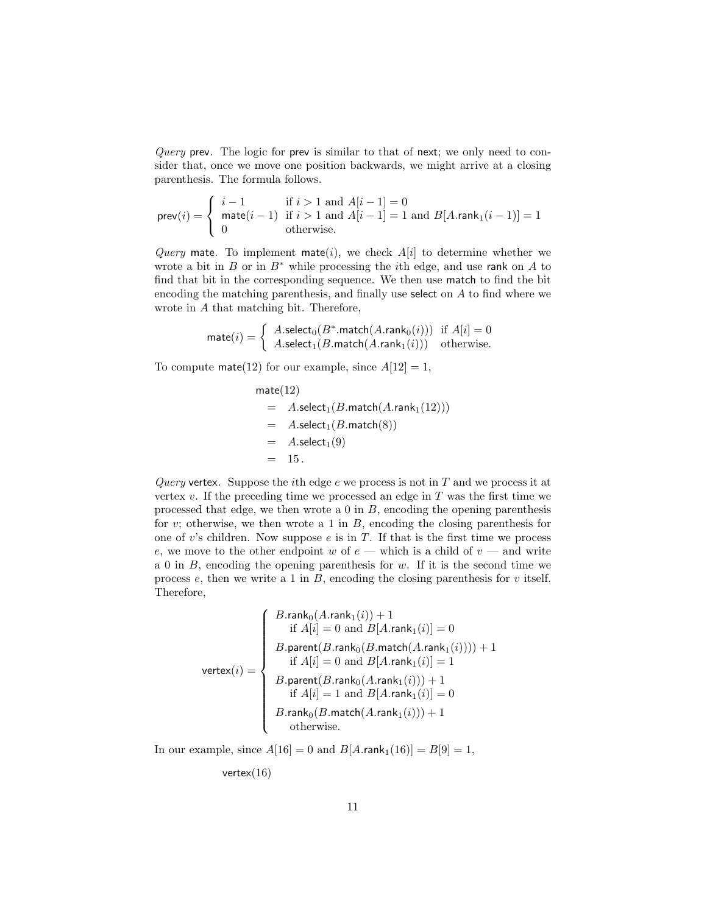*Query* prev. The logic for prev is similar to that of next; we only need to consider that, once we move one position backwards, we might arrive at a closing parenthesis. The formula follows.

$$\mathsf{prev}(i) = \begin{cases} i-1 & \text{if } i > 1 \text{ and } A[i-1] = 0 \\ \mathsf{mate}(i-1) & \text{if } i > 1 \text{ and } A[i-1] = 1 \text{ and } B[A.\mathsf{rank}_1(i-1)] = 1 \\ 0 & \text{otherwise.} \end{cases}$$

*Query* mate. To implement $\mathsf{mate}(i)$, we check $A[i]$ to determine whether we wrote a bit in $B$ or in $B^*$ while processing the $i$th edge, and use rank on $A$ to find that bit in the corresponding sequence. We then use match to find the bit encoding the matching parenthesis, and finally use select on $A$ to find where we wrote in $A$ that matching bit. Therefore,

$$\mathsf{mate}(i) = \begin{cases} A.\mathsf{select}_0(B^*.\mathsf{match}(A.\mathsf{rank}_0(i))) & \text{if } A[i] = 0 \\ A.\mathsf{select}_1(B.\mathsf{match}(A.\mathsf{rank}_1(i))) & \text{otherwise.} \end{cases}$$

To compute $\mathsf{mate}(12)$ for our example, since $A[12] = 1$,

$$\begin{aligned} & \mathsf{mate}(12) \\ & \quad = \quad A.\mathsf{select}_1(B.\mathsf{match}(A.\mathsf{rank}_1(12))) \\ & \quad = \quad A.\mathsf{select}_1(B.\mathsf{match}(8)) \\ & \quad = \quad A.\mathsf{select}_1(9) \\ & \quad = \quad 15\,. \end{aligned}$$

*Query* vertex. Suppose the $i$th edge $e$ we process is not in $T$ and we process it at vertex $v$. If the preceding time we processed an edge in $T$ was the first time we processed that edge, we then wrote a 0 in $B$, encoding the opening parenthesis for $v$; otherwise, we then wrote a 1 in $B$, encoding the closing parenthesis for one of $v$'s children. Now suppose $e$ is in $T$. If that is the first time we process $e$, we move to the other endpoint $w$ of $e$ — which is a child of $v$ — and write a 0 in $B$, encoding the opening parenthesis for $w$. If it is the second time we process $e$, then we write a 1 in $B$, encoding the closing parenthesis for $v$ itself. Therefore,

$$\mathsf{vertex}(i) = \begin{cases} B.\mathsf{rank}_0(A.\mathsf{rank}_1(i)) + 1 \\ \quad \text{if } A[i] = 0 \text{ and } B[A.\mathsf{rank}_1(i)] = 0 \\ B.\mathsf{parent}(B.\mathsf{rank}_0(B.\mathsf{match}(A.\mathsf{rank}_1(i)))) + 1 \\ \quad \text{if } A[i] = 0 \text{ and } B[A.\mathsf{rank}_1(i)] = 1 \\ B.\mathsf{parent}(B.\mathsf{rank}_0(A.\mathsf{rank}_1(i))) + 1 \\ \quad \text{if } A[i] = 1 \text{ and } B[A.\mathsf{rank}_1(i)] = 0 \\ B.\mathsf{rank}_0(B.\mathsf{match}(A.\mathsf{rank}_1(i))) + 1 \\ \quad \text{otherwise.} \end{cases}$$

In our example, since $A[16] = 0$ and $B[A.\mathsf{rank}_1(16)] = B[9] = 1$,

$$\mathsf{vertex}(16)$$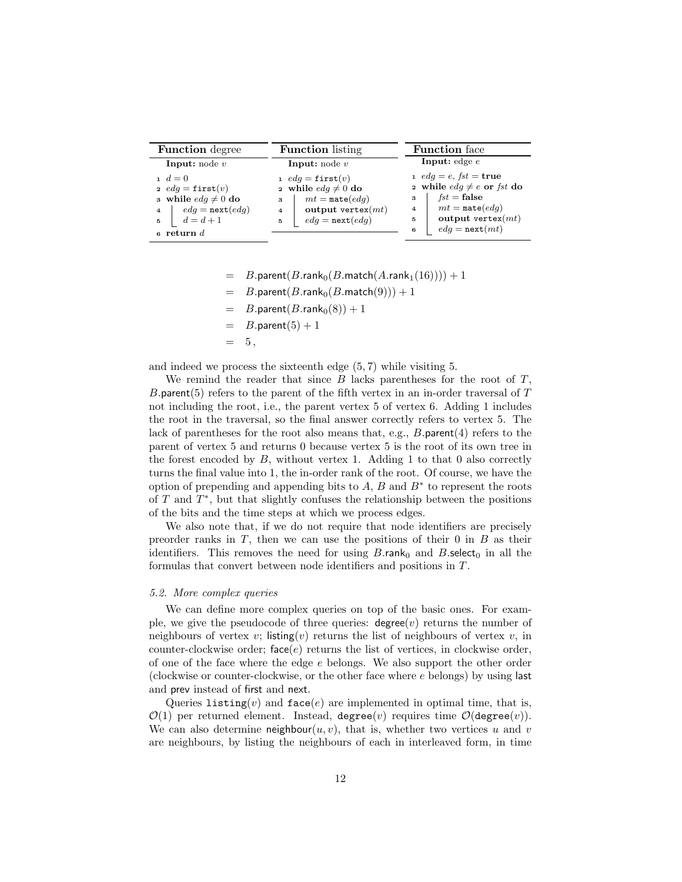**Function** degree

**Input:** node $v$

```
1 d = 0
2 edg = first(v)
3 while edg ≠ 0 do
4     edg = next(edg)
5     d = d + 1
6 return d
```

**Function** listing

**Input:** node $v$

```
1 edg = first(v)
2 while edg ≠ 0 do
3     mt = mate(edg)
4     output vertex(mt)
5     edg = next(edg)
```

**Function** face

**Input:** edge $e$

```
1 edg = e, fst = true
2 while edg ≠ e or fst do
3     fst = false
4     mt = mate(edg)
5     output vertex(mt)
6     edg = next(mt)
```

$$
\begin{aligned}
&= \quad B.\mathsf{parent}(B.\mathsf{rank}_0(B.\mathsf{match}(A.\mathsf{rank}_1(16)))) + 1 \\
&= \quad B.\mathsf{parent}(B.\mathsf{rank}_0(B.\mathsf{match}(9))) + 1 \\
&= \quad B.\mathsf{parent}(B.\mathsf{rank}_0(8)) + 1 \\
&= \quad B.\mathsf{parent}(5) + 1 \\
&= \quad 5\,,
\end{aligned}
$$

and indeed we process the sixteenth edge $(5, 7)$ while visiting 5.

We remind the reader that since $B$ lacks parentheses for the root of $T$, $B.\mathsf{parent}(5)$ refers to the parent of the fifth vertex in an in-order traversal of $T$ not including the root, i.e., the parent vertex 5 of vertex 6. Adding 1 includes the root in the traversal, so the final answer correctly refers to vertex 5. The lack of parentheses for the root also means that, e.g., $B.\mathsf{parent}(4)$ refers to the parent of vertex 5 and returns 0 because vertex 5 is the root of its own tree in the forest encoded by $B$, without vertex 1. Adding 1 to that 0 also correctly turns the final value into 1, the in-order rank of the root. Of course, we have the option of prepending and appending bits to $A$, $B$ and $B^*$ to represent the roots of $T$ and $T^*$, but that slightly confuses the relationship between the positions of the bits and the time steps at which we process edges.

We also note that, if we do not require that node identifiers are precisely preorder ranks in $T$, then we can use the positions of their 0 in $B$ as their identifiers. This removes the need for using $B.\mathsf{rank}_0$ and $B.\mathsf{select}_0$ in all the formulas that convert between node identifiers and positions in $T$.

*5.2. More complex queries*

We can define more complex queries on top of the basic ones. For example, we give the pseudocode of three queries: $\mathsf{degree}(v)$ returns the number of neighbours of vertex $v$; $\mathsf{listing}(v)$ returns the list of neighbours of vertex $v$, in counter-clockwise order; $\mathsf{face}(e)$ returns the list of vertices, in clockwise order, of one of the face where the edge $e$ belongs. We also support the other order (clockwise or counter-clockwise, or the other face where $e$ belongs) by using last and prev instead of first and next.

Queries $\mathtt{listing}(v)$ and $\mathtt{face}(e)$ are implemented in optimal time, that is, $\mathcal{O}(1)$ per returned element. Instead, $\mathtt{degree}(v)$ requires time $\mathcal{O}(\mathtt{degree}(v))$. We can also determine $\mathsf{neighbour}(u, v)$, that is, whether two vertices $u$ and $v$ are neighbours, by listing the neighbours of each in interleaved form, in time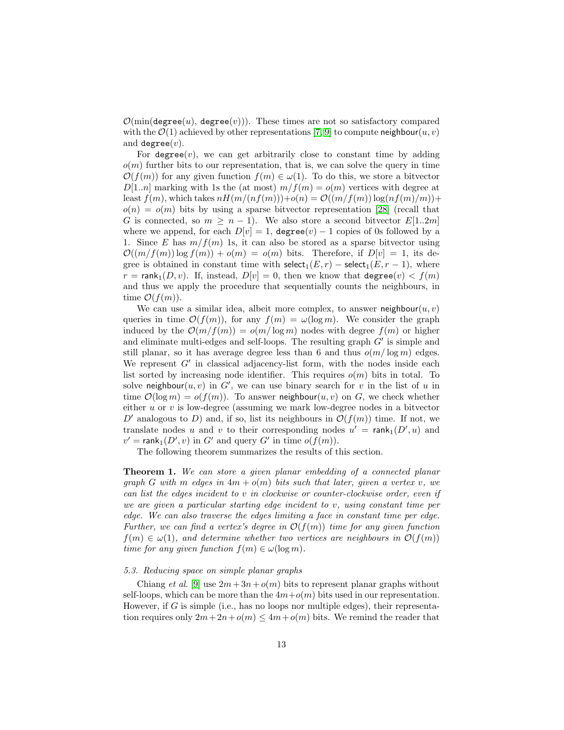$\mathcal{O}(\min(\mathtt{degree}(u), \mathtt{degree}(v)))$. These times are not so satisfactory compared with the $\mathcal{O}(1)$ achieved by other representations [7, 9] to compute $\mathsf{neighbour}(u, v)$ and $\mathtt{degree}(v)$.

For $\mathtt{degree}(v)$, we can get arbitrarily close to constant time by adding $o(m)$ further bits to our representation, that is, we can solve the query in time $\mathcal{O}(f(m))$ for any given function $f(m) \in \omega(1)$. To do this, we store a bitvector $D[1..n]$ marking with 1s the (at most) $m/f(m) = o(m)$ vertices with degree at least $f(m)$, which takes $nH(m/(nf(m))) + o(n) = \mathcal{O}((m/f(m)) \log(nf(m)/m)) + o(n) = o(m)$ bits by using a sparse bitvector representation [28] (recall that $G$ is connected, so $m \geq n-1$). We also store a second bitvector $E[1..2m]$ where we append, for each $D[v] = 1$, $\mathtt{degree}(v) - 1$ copies of 0s followed by a 1. Since $E$ has $m/f(m)$ 1s, it can also be stored as a sparse bitvector using $\mathcal{O}((m/f(m)) \log f(m)) + o(m) = o(m)$ bits. Therefore, if $D[v] = 1$, its degree is obtained in constant time with $\mathsf{select}_1(E, r) - \mathsf{select}_1(E, r-1)$, where $r = \mathsf{rank}_1(D, v)$. If, instead, $D[v] = 0$, then we know that $\mathtt{degree}(v) < f(m)$ and thus we apply the procedure that sequentially counts the neighbours, in time $\mathcal{O}(f(m))$.

We can use a similar idea, albeit more complex, to answer $\mathsf{neighbour}(u, v)$ queries in time $\mathcal{O}(f(m))$, for any $f(m) = \omega(\log m)$. We consider the graph induced by the $\mathcal{O}(m/f(m)) = o(m/\log m)$ nodes with degree $f(m)$ or higher and eliminate multi-edges and self-loops. The resulting graph $G'$ is simple and still planar, so it has average degree less than 6 and thus $o(m/\log m)$ edges. We represent $G'$ in classical adjacency-list form, with the nodes inside each list sorted by increasing node identifier. This requires $o(m)$ bits in total. To solve $\mathsf{neighbour}(u, v)$ in $G'$, we can use binary search for $v$ in the list of $u$ in time $\mathcal{O}(\log m) = o(f(m))$. To answer $\mathsf{neighbour}(u, v)$ on $G$, we check whether either $u$ or $v$ is low-degree (assuming we mark low-degree nodes in a bitvector $D'$ analogous to $D$) and, if so, list its neighbours in $\mathcal{O}(f(m))$ time. If not, we translate nodes $u$ and $v$ to their corresponding nodes $u' = \mathsf{rank}_1(D', u)$ and $v' = \mathsf{rank}_1(D', v)$ in $G'$ and query $G'$ in time $o(f(m))$.

The following theorem summarizes the results of this section.

**Theorem 1.** *We can store a given planar embedding of a connected planar graph $G$ with $m$ edges in $4m + o(m)$ bits such that later, given a vertex $v$, we can list the edges incident to $v$ in clockwise or counter-clockwise order, even if we are given a particular starting edge incident to $v$, using constant time per edge. We can also traverse the edges limiting a face in constant time per edge. Further, we can find a vertex's degree in $\mathcal{O}(f(m))$ time for any given function $f(m) \in \omega(1)$, and determine whether two vertices are neighbours in $\mathcal{O}(f(m))$ time for any given function $f(m) \in \omega(\log m)$.*

### *5.3. Reducing space on simple planar graphs*

Chiang *et al.* [9] use $2m + 3n + o(m)$ bits to represent planar graphs without self-loops, which can be more than the $4m + o(m)$ bits used in our representation. However, if $G$ is simple (i.e., has no loops nor multiple edges), their representation requires only $2m + 2n + o(m) \leq 4m + o(m)$ bits. We remind the reader that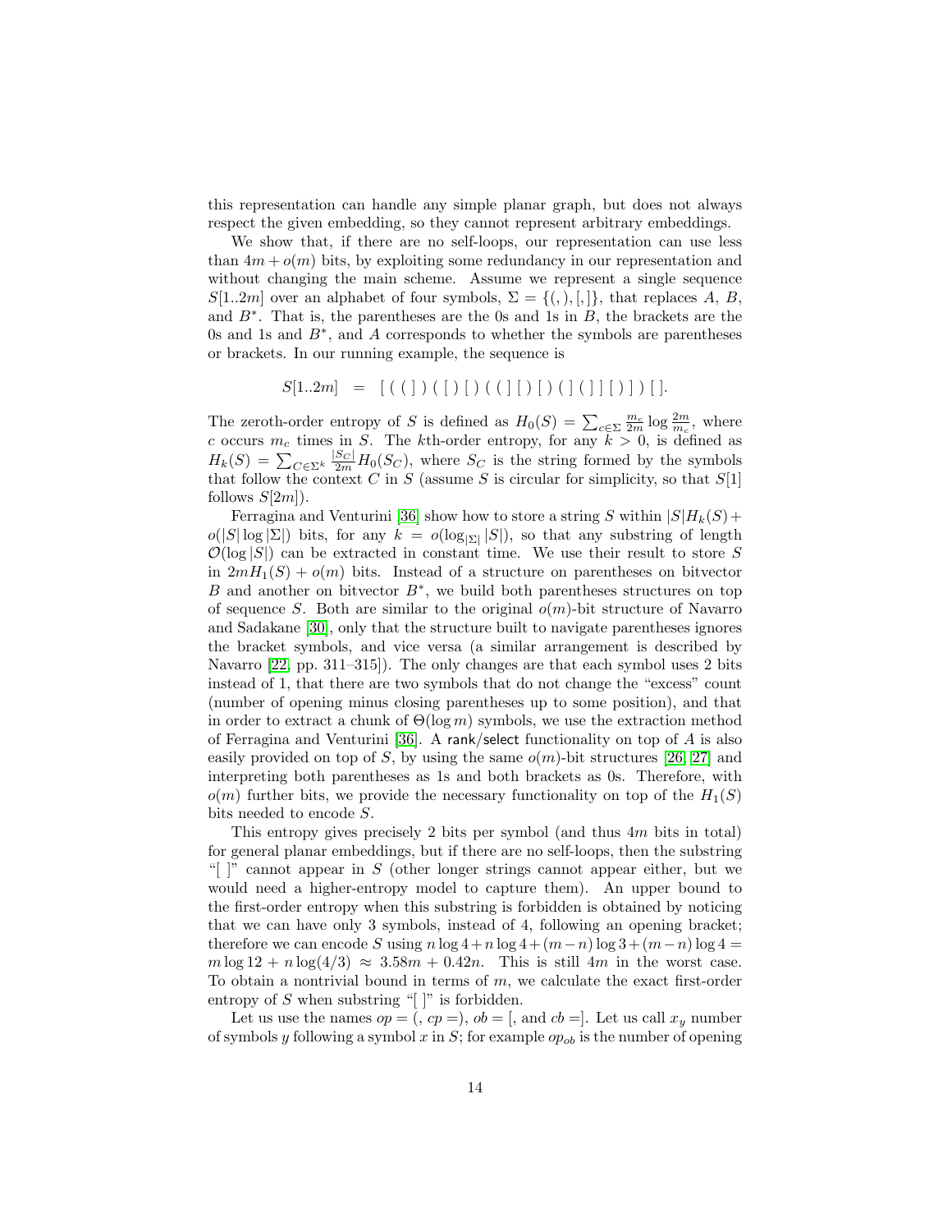this representation can handle any simple planar graph, but does not always respect the given embedding, so they cannot represent arbitrary embeddings.

We show that, if there are no self-loops, our representation can use less than $4m + o(m)$ bits, by exploiting some redundancy in our representation and without changing the main scheme. Assume we represent a single sequence $S[1..2m]$ over an alphabet of four symbols, $\Sigma = \{(, ), [, ]\}$, that replaces $A$, $B$, and $B^*$. That is, the parentheses are the 0s and 1s in $B$, the brackets are the 0s and 1s and $B^*$, and $A$ corresponds to whether the symbols are parentheses or brackets. In our running example, the sequence is

$$S[1..2m] \;=\; [\,(\,(\,]\,)\,(\,[\,)\,[\,)\,(\,(\,]\,[\,)\,[\,)\,(\,]\,(\,]\,]\,[\,)\,]\,)\,[\,].$$

The zeroth-order entropy of $S$ is defined as $H_0(S) = \sum_{c \in \Sigma} \frac{m_c}{2m} \log \frac{2m}{m_c}$, where $c$ occurs $m_c$ times in $S$. The $k$th-order entropy, for any $k > 0$, is defined as $H_k(S) = \sum_{C \in \Sigma^k} \frac{|S_C|}{2m} H_0(S_C)$, where $S_C$ is the string formed by the symbols that follow the context $C$ in $S$ (assume $S$ is circular for simplicity, so that $S[1]$ follows $S[2m]$).

Ferragina and Venturini [36] show how to store a string $S$ within $|S|H_k(S) + o(|S| \log |\Sigma|)$ bits, for any $k = o(\log_{|\Sigma|} |S|)$, so that any substring of length $\mathcal{O}(\log |S|)$ can be extracted in constant time. We use their result to store $S$ in $2mH_1(S) + o(m)$ bits. Instead of a structure on parentheses on bitvector $B$ and another on bitvector $B^*$, we build both parentheses structures on top of sequence $S$. Both are similar to the original $o(m)$-bit structure of Navarro and Sadakane [30], only that the structure built to navigate parentheses ignores the bracket symbols, and vice versa (a similar arrangement is described by Navarro [22, pp. 311–315]). The only changes are that each symbol uses 2 bits instead of 1, that there are two symbols that do not change the "excess" count (number of opening minus closing parentheses up to some position), and that in order to extract a chunk of $\Theta(\log m)$ symbols, we use the extraction method of Ferragina and Venturini [36]. A rank/select functionality on top of $A$ is also easily provided on top of $S$, by using the same $o(m)$-bit structures [26, 27] and interpreting both parentheses as 1s and both brackets as 0s. Therefore, with $o(m)$ further bits, we provide the necessary functionality on top of the $H_1(S)$ bits needed to encode $S$.

This entropy gives precisely 2 bits per symbol (and thus $4m$ bits in total) for general planar embeddings, but if there are no self-loops, then the substring "[ ]" cannot appear in $S$ (other longer strings cannot appear either, but we would need a higher-entropy model to capture them). An upper bound to the first-order entropy when this substring is forbidden is obtained by noticing that we can have only 3 symbols, instead of 4, following an opening bracket; therefore we can encode $S$ using $n \log 4 + n \log 4 + (m - n) \log 3 + (m - n) \log 4 = m \log 12 + n \log(4/3) \approx 3.58m + 0.42n$. This is still $4m$ in the worst case. To obtain a nontrivial bound in terms of $m$, we calculate the exact first-order entropy of $S$ when substring "[ ]" is forbidden.

Let us use the names $op =($, $cp =)$, $ob =[$, and $cb =]$. Let us call $x_y$ number of symbols $y$ following a symbol $x$ in $S$; for example $op_{ob}$ is the number of opening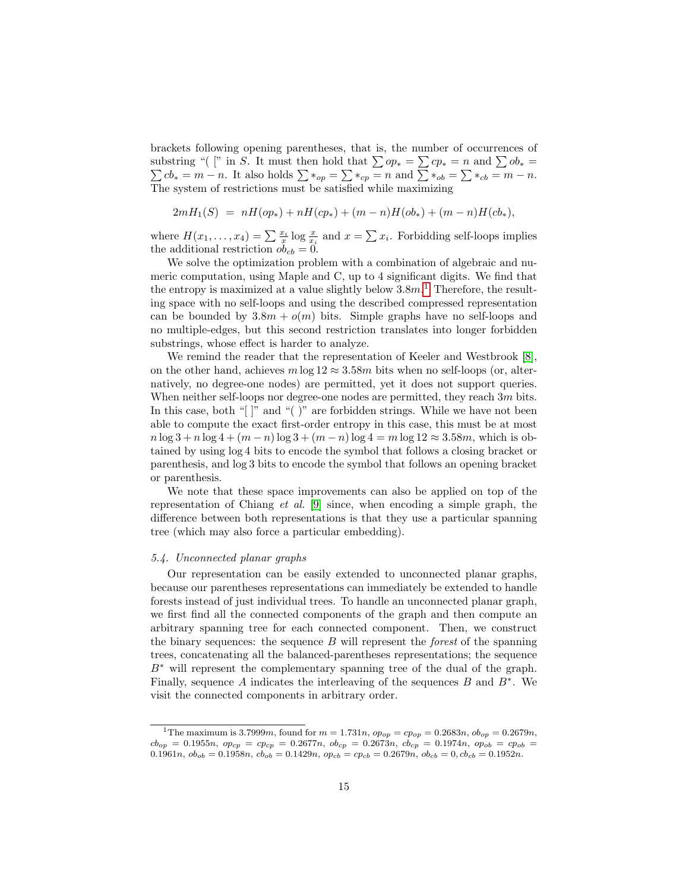brackets following opening parentheses, that is, the number of occurrences of substring "( [" in $S$. It must then hold that $\sum op_* = \sum cp_* = n$ and $\sum ob_* = \sum cb_* = m - n$. It also holds $\sum *_{op} = \sum *_{cp} = n$ and $\sum *_{ob} = \sum *_{cb} = m - n$. The system of restrictions must be satisfied while maximizing

$$2mH_1(S) \;=\; nH(op_*) + nH(cp_*) + (m-n)H(ob_*) + (m-n)H(cb_*),$$

where $H(x_1, \ldots, x_4) = \sum \frac{x_i}{x} \log \frac{x}{x_i}$ and $x = \sum x_i$. Forbidding self-loops implies the additional restriction $ob_{cb} = 0$.

We solve the optimization problem with a combination of algebraic and numeric computation, using Maple and C, up to 4 significant digits. We find that the entropy is maximized at a value slightly below $3.8m$.[1] Therefore, the resulting space with no self-loops and using the described compressed representation can be bounded by $3.8m + o(m)$ bits. Simple graphs have no self-loops and no multiple-edges, but this second restriction translates into longer forbidden substrings, whose effect is harder to analyze.

We remind the reader that the representation of Keeler and Westbrook [8], on the other hand, achieves $m \log 12 \approx 3.58m$ bits when no self-loops (or, alternatively, no degree-one nodes) are permitted, yet it does not support queries. When neither self-loops nor degree-one nodes are permitted, they reach $3m$ bits. In this case, both "[ ]" and "( )" are forbidden strings. While we have not been able to compute the exact first-order entropy in this case, this must be at most $n \log 3 + n \log 4 + (m-n) \log 3 + (m-n) \log 4 = m \log 12 \approx 3.58m$, which is obtained by using $\log 4$ bits to encode the symbol that follows a closing bracket or parenthesis, and $\log 3$ bits to encode the symbol that follows an opening bracket or parenthesis.

We note that these space improvements can also be applied on top of the representation of Chiang *et al.* [9] since, when encoding a simple graph, the difference between both representations is that they use a particular spanning tree (which may also force a particular embedding).

### *5.4. Unconnected planar graphs*

Our representation can be easily extended to unconnected planar graphs, because our parentheses representations can immediately be extended to handle forests instead of just individual trees. To handle an unconnected planar graph, we first find all the connected components of the graph and then compute an arbitrary spanning tree for each connected component. Then, we construct the binary sequences: the sequence $B$ will represent the *forest* of the spanning trees, concatenating all the balanced-parentheses representations; the sequence $B^*$ will represent the complementary spanning tree of the dual of the graph. Finally, sequence $A$ indicates the interleaving of the sequences $B$ and $B^*$. We visit the connected components in arbitrary order.

---

[1] The maximum is $3.7999m$, found for $m = 1.731n$, $op_{op} = cp_{op} = 0.2683n$, $ob_{op} = 0.2679n$, $cb_{op} = 0.1955n$, $op_{cp} = cp_{cp} = 0.2677n$, $ob_{cp} = 0.2673n$, $cb_{cp} = 0.1974n$, $op_{ob} = cp_{ob} = 0.1961n$, $ob_{ob} = 0.1958n$, $cb_{ob} = 0.1429n$, $op_{cb} = cp_{cb} = 0.2679n$, $ob_{cb} = 0$, $cb_{cb} = 0.1952n$.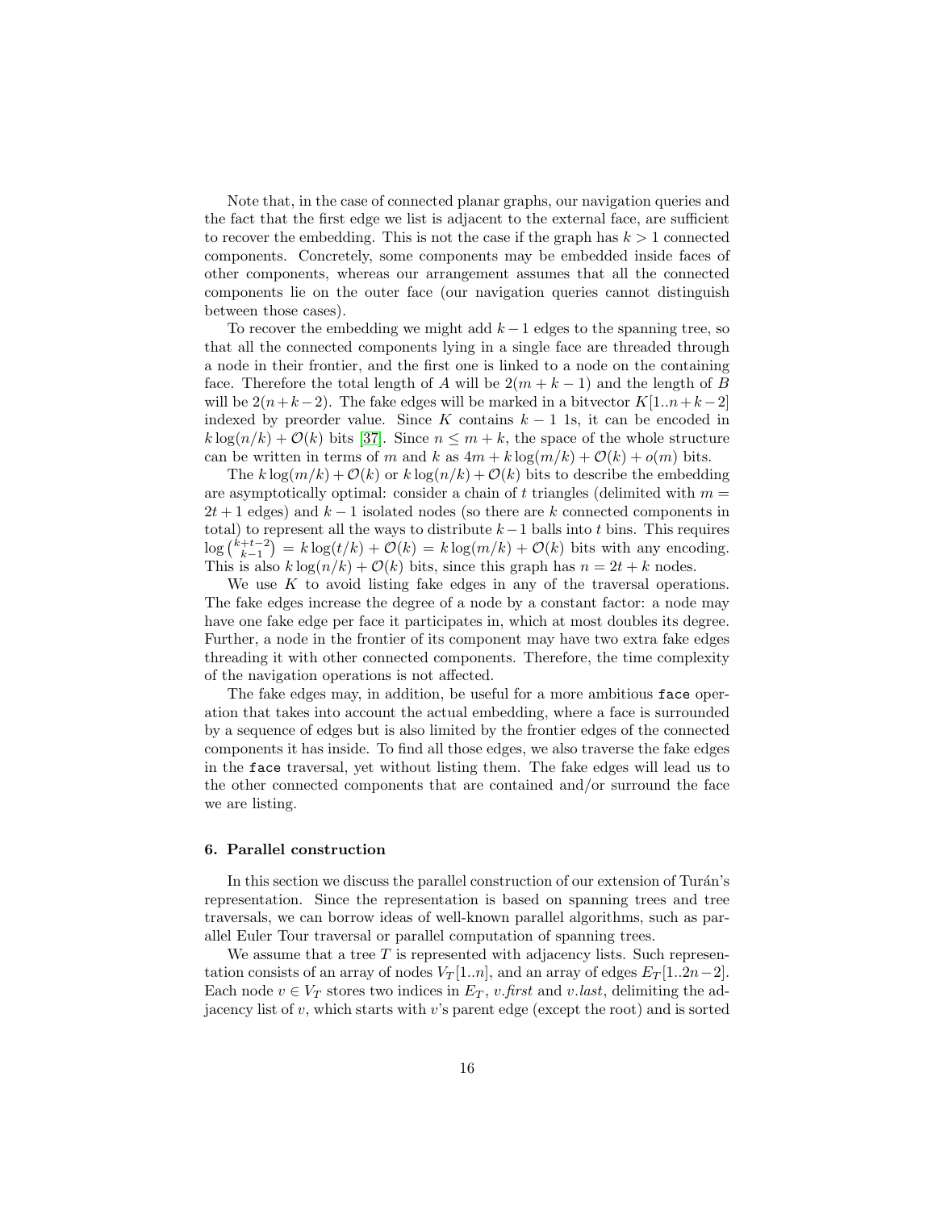Note that, in the case of connected planar graphs, our navigation queries and the fact that the first edge we list is adjacent to the external face, are sufficient to recover the embedding. This is not the case if the graph has $k > 1$ connected components. Concretely, some components may be embedded inside faces of other components, whereas our arrangement assumes that all the connected components lie on the outer face (our navigation queries cannot distinguish between those cases).

To recover the embedding we might add $k-1$ edges to the spanning tree, so that all the connected components lying in a single face are threaded through a node in their frontier, and the first one is linked to a node on the containing face. Therefore the total length of $A$ will be $2(m + k - 1)$ and the length of $B$ will be $2(n+k-2)$. The fake edges will be marked in a bitvector $K[1..n+k-2]$ indexed by preorder value. Since $K$ contains $k-1$ 1s, it can be encoded in $k \log(n/k) + \mathcal{O}(k)$ bits [37]. Since $n \leq m + k$, the space of the whole structure can be written in terms of $m$ and $k$ as $4m + k\log(m/k) + \mathcal{O}(k) + o(m)$ bits.

The $k\log(m/k) + \mathcal{O}(k)$ or $k\log(n/k) + \mathcal{O}(k)$ bits to describe the embedding are asymptotically optimal: consider a chain of $t$ triangles (delimited with $m = 2t+1$ edges) and $k-1$ isolated nodes (so there are $k$ connected components in total) to represent all the ways to distribute $k-1$ balls into $t$ bins. This requires $\log\binom{k+t-2}{k-1} = k\log(t/k) + \mathcal{O}(k) = k\log(m/k) + \mathcal{O}(k)$ bits with any encoding. This is also $k\log(n/k) + \mathcal{O}(k)$ bits, since this graph has $n = 2t + k$ nodes.

We use $K$ to avoid listing fake edges in any of the traversal operations. The fake edges increase the degree of a node by a constant factor: a node may have one fake edge per face it participates in, which at most doubles its degree. Further, a node in the frontier of its component may have two extra fake edges threading it with other connected components. Therefore, the time complexity of the navigation operations is not affected.

The fake edges may, in addition, be useful for a more ambitious `face` operation that takes into account the actual embedding, where a face is surrounded by a sequence of edges but is also limited by the frontier edges of the connected components it has inside. To find all those edges, we also traverse the fake edges in the `face` traversal, yet without listing them. The fake edges will lead us to the other connected components that are contained and/or surround the face we are listing.

## 6. Parallel construction

In this section we discuss the parallel construction of our extension of Turán's representation. Since the representation is based on spanning trees and tree traversals, we can borrow ideas of well-known parallel algorithms, such as parallel Euler Tour traversal or parallel computation of spanning trees.

We assume that a tree $T$ is represented with adjacency lists. Such representation consists of an array of nodes $V_T[1..n]$, and an array of edges $E_T[1..2n-2]$. Each node $v \in V_T$ stores two indices in $E_T$, $v.\mathit{first}$ and $v.\mathit{last}$, delimiting the adjacency list of $v$, which starts with $v$'s parent edge (except the root) and is sorted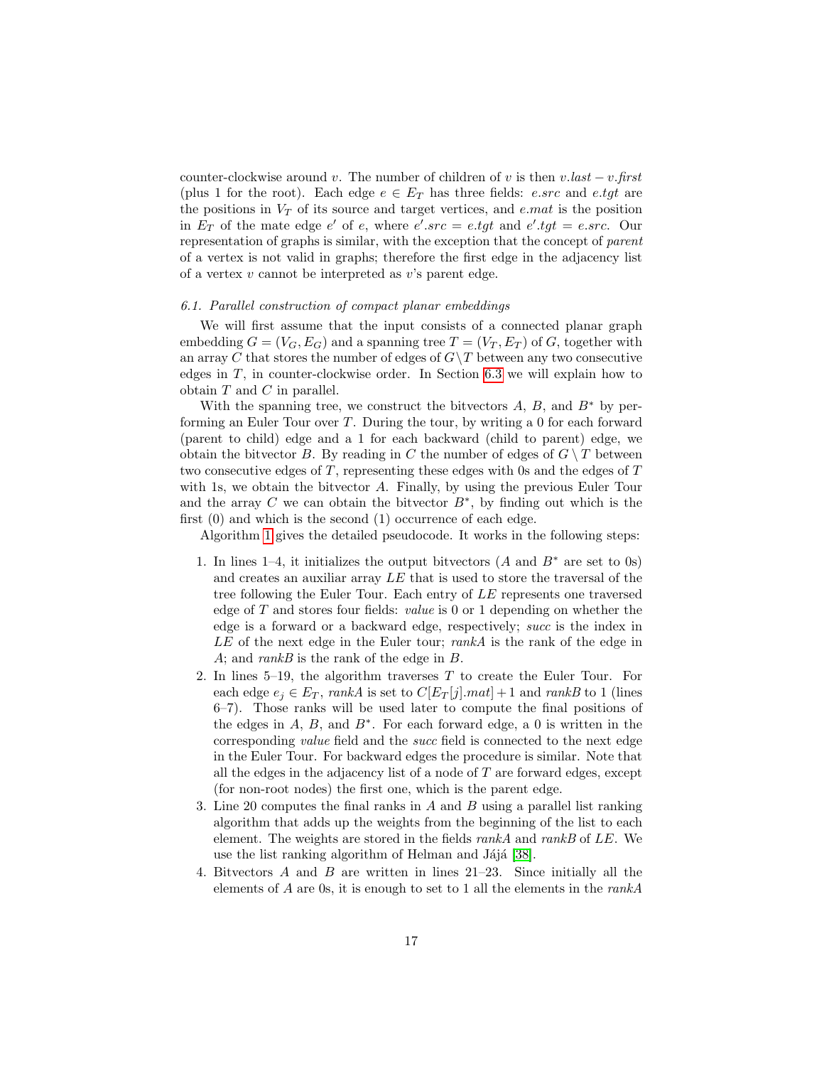counter-clockwise around $v$. The number of children of $v$ is then $v.last - v.first$ (plus 1 for the root). Each edge $e \in E_T$ has three fields: $e.src$ and $e.tgt$ are the positions in $V_T$ of its source and target vertices, and $e.mat$ is the position in $E_T$ of the mate edge $e'$ of $e$, where $e'.src = e.tgt$ and $e'.tgt = e.src$. Our representation of graphs is similar, with the exception that the concept of *parent* of a vertex is not valid in graphs; therefore the first edge in the adjacency list of a vertex $v$ cannot be interpreted as $v$'s parent edge.

### 6.1. Parallel construction of compact planar embeddings

We will first assume that the input consists of a connected planar graph embedding $G = (V_G, E_G)$ and a spanning tree $T = (V_T, E_T)$ of $G$, together with an array $C$ that stores the number of edges of $G \backslash T$ between any two consecutive edges in $T$, in counter-clockwise order. In Section 6.3 we will explain how to obtain $T$ and $C$ in parallel.

With the spanning tree, we construct the bitvectors $A$, $B$, and $B^*$ by performing an Euler Tour over $T$. During the tour, by writing a 0 for each forward (parent to child) edge and a 1 for each backward (child to parent) edge, we obtain the bitvector $B$. By reading in $C$ the number of edges of $G \setminus T$ between two consecutive edges of $T$, representing these edges with 0s and the edges of $T$ with 1s, we obtain the bitvector $A$. Finally, by using the previous Euler Tour and the array $C$ we can obtain the bitvector $B^*$, by finding out which is the first (0) and which is the second (1) occurrence of each edge.

Algorithm 1 gives the detailed pseudocode. It works in the following steps:

1. In lines 1–4, it initializes the output bitvectors ($A$ and $B^*$ are set to 0s) and creates an auxiliar array $LE$ that is used to store the traversal of the tree following the Euler Tour. Each entry of $LE$ represents one traversed edge of $T$ and stores four fields: *value* is 0 or 1 depending on whether the edge is a forward or a backward edge, respectively; *succ* is the index in $LE$ of the next edge in the Euler tour; *rankA* is the rank of the edge in $A$; and *rankB* is the rank of the edge in $B$.
2. In lines 5–19, the algorithm traverses $T$ to create the Euler Tour. For each edge $e_j \in E_T$, *rankA* is set to $C[E_T[j].mat] + 1$ and *rankB* to 1 (lines 6–7). Those ranks will be used later to compute the final positions of the edges in $A$, $B$, and $B^*$. For each forward edge, a 0 is written in the corresponding *value* field and the *succ* field is connected to the next edge in the Euler Tour. For backward edges the procedure is similar. Note that all the edges in the adjacency list of a node of $T$ are forward edges, except (for non-root nodes) the first one, which is the parent edge.
3. Line 20 computes the final ranks in $A$ and $B$ using a parallel list ranking algorithm that adds up the weights from the beginning of the list to each element. The weights are stored in the fields *rankA* and *rankB* of $LE$. We use the list ranking algorithm of Helman and Jájá [38].
4. Bitvectors $A$ and $B$ are written in lines 21–23. Since initially all the elements of $A$ are 0s, it is enough to set to 1 all the elements in the *rankA*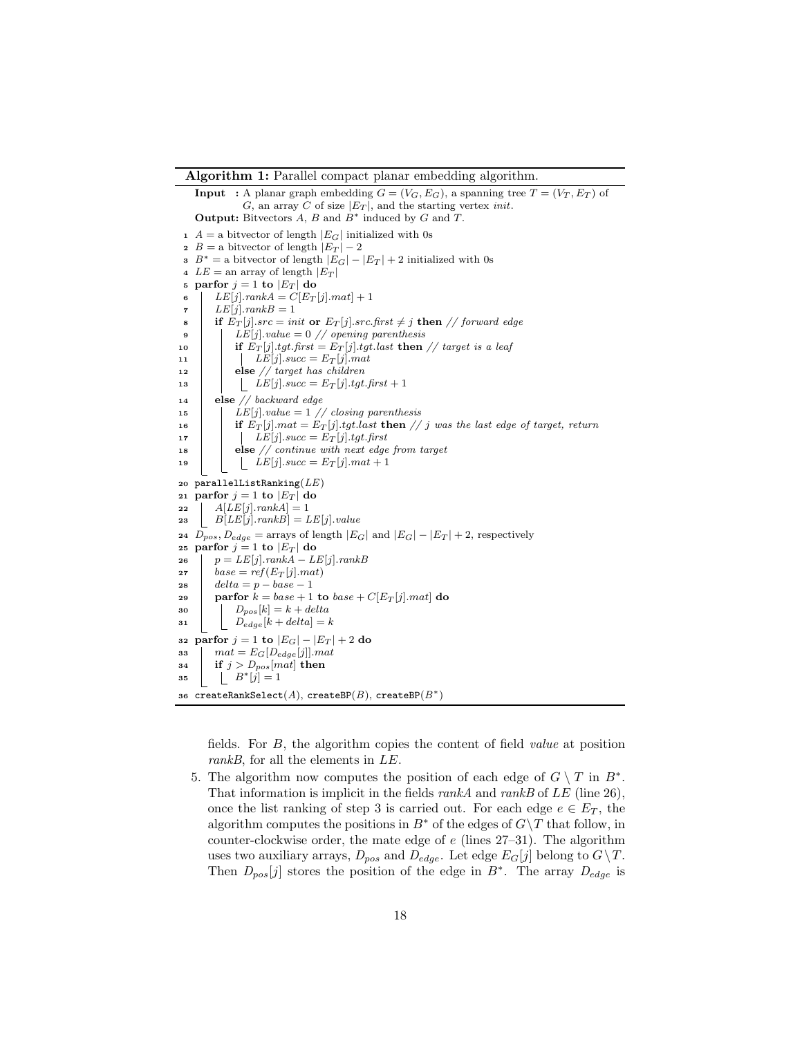**Algorithm 1:** Parallel compact planar embedding algorithm.

**Input :** A planar graph embedding $G = (V_G, E_G)$, a spanning tree $T = (V_T, E_T)$ of $G$, an array $C$ of size $|E_T|$, and the starting vertex *init*.
**Output:** Bitvectors $A$, $B$ and $B^*$ induced by $G$ and $T$.

```
1  A = a bitvector of length |E_G| initialized with 0s
2  B = a bitvector of length |E_T| − 2
3  B* = a bitvector of length |E_G| − |E_T| + 2 initialized with 0s
4  LE = an array of length |E_T|
5  parfor j = 1 to |E_T| do
6      LE[j].rankA = C[E_T[j].mat] + 1
7      LE[j].rankB = 1
8      if E_T[j].src = init or E_T[j].src.first ≠ j then // forward edge
9          LE[j].value = 0 // opening parenthesis
10         if E_T[j].tgt.first = E_T[j].tgt.last then // target is a leaf
11             LE[j].succ = E_T[j].mat
12         else // target has children
13             LE[j].succ = E_T[j].tgt.first + 1
14     else // backward edge
15         LE[j].value = 1 // closing parenthesis
16         if E_T[j].mat = E_T[j].tgt.last then // j was the last edge of target, return
17             LE[j].succ = E_T[j].tgt.first
18         else // continue with next edge from target
19             LE[j].succ = E_T[j].mat + 1
20 parallelListRanking(LE)
21 parfor j = 1 to |E_T| do
22     A[LE[j].rankA] = 1
23     B[LE[j].rankB] = LE[j].value
24 D_pos, D_edge = arrays of length |E_G| and |E_G| − |E_T| + 2, respectively
25 parfor j = 1 to |E_T| do
26     p = LE[j].rankA − LE[j].rankB
27     base = ref(E_T[j].mat)
28     delta = p − base − 1
29     parfor k = base + 1 to base + C[E_T[j].mat] do
30         D_pos[k] = k + delta
31         D_edge[k + delta] = k
32 parfor j = 1 to |E_G| − |E_T| + 2 do
33     mat = E_G[D_edge[j]].mat
34     if j > D_pos[mat] then
35         B*[j] = 1
36 createRankSelect(A), createBP(B), createBP(B*)
```

fields. For $B$, the algorithm copies the content of field *value* at position *rankB*, for all the elements in *LE*.

5. The algorithm now computes the position of each edge of $G \setminus T$ in $B^*$. That information is implicit in the fields *rankA* and *rankB* of *LE* (line 26), once the list ranking of step 3 is carried out. For each edge $e \in E_T$, the algorithm computes the positions in $B^*$ of the edges of $G \setminus T$ that follow, in counter-clockwise order, the mate edge of $e$ (lines 27–31). The algorithm uses two auxiliary arrays, $D_{pos}$ and $D_{edge}$. Let edge $E_G[j]$ belong to $G \setminus T$. Then $D_{pos}[j]$ stores the position of the edge in $B^*$. The array $D_{edge}$ is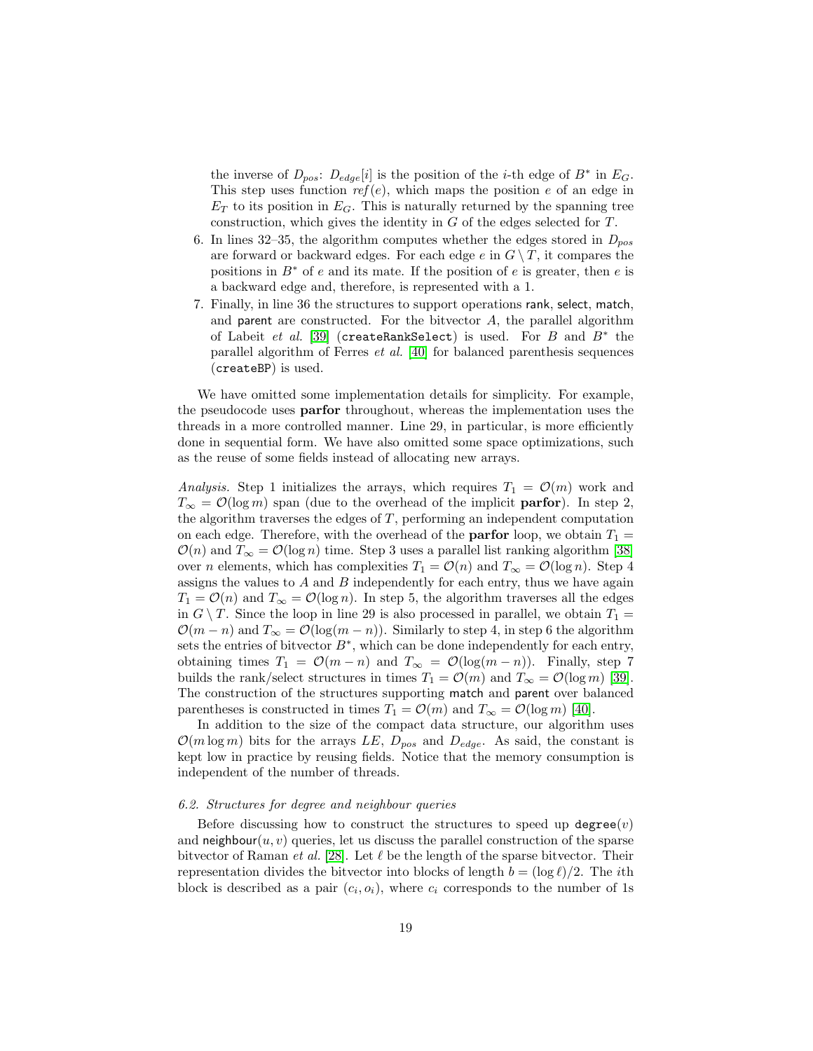the inverse of $D_{pos}$: $D_{edge}[i]$ is the position of the $i$-th edge of $B^*$ in $E_G$. This step uses function $ref(e)$, which maps the position $e$ of an edge in $E_T$ to its position in $E_G$. This is naturally returned by the spanning tree construction, which gives the identity in $G$ of the edges selected for $T$.

6. In lines 32–35, the algorithm computes whether the edges stored in $D_{pos}$ are forward or backward edges. For each edge $e$ in $G \setminus T$, it compares the positions in $B^*$ of $e$ and its mate. If the position of $e$ is greater, then $e$ is a backward edge and, therefore, is represented with a 1.
7. Finally, in line 36 the structures to support operations rank, select, match, and parent are constructed. For the bitvector $A$, the parallel algorithm of Labeit *et al.* [39] (`createRankSelect`) is used. For $B$ and $B^*$ the parallel algorithm of Ferres *et al.* [40] for balanced parenthesis sequences (`createBP`) is used.

We have omitted some implementation details for simplicity. For example, the pseudocode uses **parfor** throughout, whereas the implementation uses the threads in a more controlled manner. Line 29, in particular, is more efficiently done in sequential form. We have also omitted some space optimizations, such as the reuse of some fields instead of allocating new arrays.

*Analysis.* Step 1 initializes the arrays, which requires $T_1 = \mathcal{O}(m)$ work and $T_\infty = \mathcal{O}(\log m)$ span (due to the overhead of the implicit **parfor**). In step 2, the algorithm traverses the edges of $T$, performing an independent computation on each edge. Therefore, with the overhead of the **parfor** loop, we obtain $T_1 = \mathcal{O}(n)$ and $T_\infty = \mathcal{O}(\log n)$ time. Step 3 uses a parallel list ranking algorithm [38] over $n$ elements, which has complexities $T_1 = \mathcal{O}(n)$ and $T_\infty = \mathcal{O}(\log n)$. Step 4 assigns the values to $A$ and $B$ independently for each entry, thus we have again $T_1 = \mathcal{O}(n)$ and $T_\infty = \mathcal{O}(\log n)$. In step 5, the algorithm traverses all the edges in $G \setminus T$. Since the loop in line 29 is also processed in parallel, we obtain $T_1 = \mathcal{O}(m - n)$ and $T_\infty = \mathcal{O}(\log(m - n))$. Similarly to step 4, in step 6 the algorithm sets the entries of bitvector $B^*$, which can be done independently for each entry, obtaining times $T_1 = \mathcal{O}(m - n)$ and $T_\infty = \mathcal{O}(\log(m - n))$. Finally, step 7 builds the rank/select structures in times $T_1 = \mathcal{O}(m)$ and $T_\infty = \mathcal{O}(\log m)$ [39]. The construction of the structures supporting match and parent over balanced parentheses is constructed in times $T_1 = \mathcal{O}(m)$ and $T_\infty = \mathcal{O}(\log m)$ [40].

In addition to the size of the compact data structure, our algorithm uses $\mathcal{O}(m \log m)$ bits for the arrays $LE$, $D_{pos}$ and $D_{edge}$. As said, the constant is kept low in practice by reusing fields. Notice that the memory consumption is independent of the number of threads.

### 6.2. Structures for degree and neighbour queries

Before discussing how to construct the structures to speed up degree($v$) and neighbour($u, v$) queries, let us discuss the parallel construction of the sparse bitvector of Raman *et al.* [28]. Let $\ell$ be the length of the sparse bitvector. Their representation divides the bitvector into blocks of length $b = (\log \ell)/2$. The $i$th block is described as a pair $(c_i, o_i)$, where $c_i$ corresponds to the number of 1s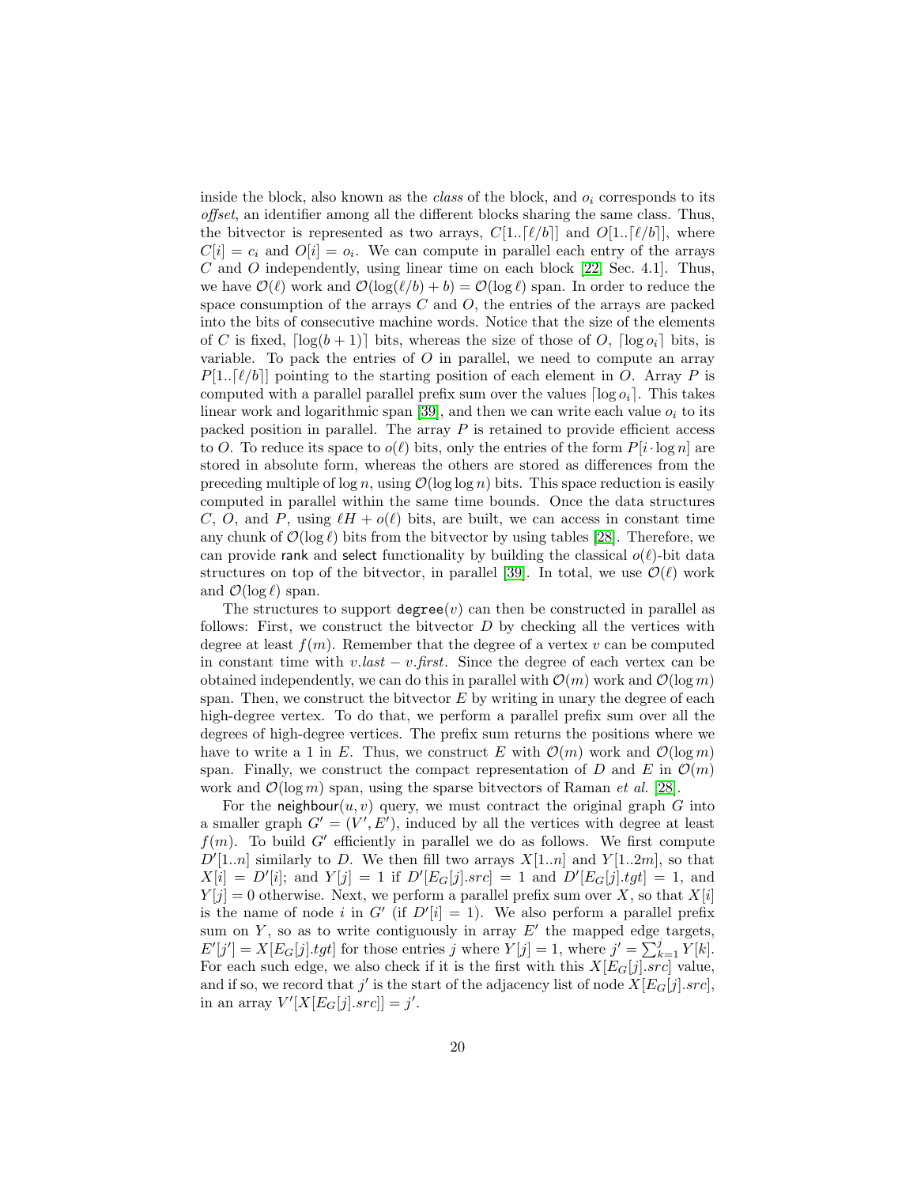inside the block, also known as the *class* of the block, and $o_i$ corresponds to its *offset*, an identifier among all the different blocks sharing the same class. Thus, the bitvector is represented as two arrays, $C[1..\lceil \ell/b \rceil]$ and $O[1..\lceil \ell/b \rceil]$, where $C[i] = c_i$ and $O[i] = o_i$. We can compute in parallel each entry of the arrays $C$ and $O$ independently, using linear time on each block [22, Sec. 4.1]. Thus, we have $\mathcal{O}(\ell)$ work and $\mathcal{O}(\log(\ell/b) + b) = \mathcal{O}(\log \ell)$ span. In order to reduce the space consumption of the arrays $C$ and $O$, the entries of the arrays are packed into the bits of consecutive machine words. Notice that the size of the elements of $C$ is fixed, $\lceil \log(b+1) \rceil$ bits, whereas the size of those of $O$, $\lceil \log o_i \rceil$ bits, is variable. To pack the entries of $O$ in parallel, we need to compute an array $P[1..\lceil \ell/b \rceil]$ pointing to the starting position of each element in $O$. Array $P$ is computed with a parallel parallel prefix sum over the values $\lceil \log o_i \rceil$. This takes linear work and logarithmic span [39], and then we can write each value $o_i$ to its packed position in parallel. The array $P$ is retained to provide efficient access to $O$. To reduce its space to $o(\ell)$ bits, only the entries of the form $P[i \cdot \log n]$ are stored in absolute form, whereas the others are stored as differences from the preceding multiple of $\log n$, using $\mathcal{O}(\log \log n)$ bits. This space reduction is easily computed in parallel within the same time bounds. Once the data structures $C$, $O$, and $P$, using $\ell H + o(\ell)$ bits, are built, we can access in constant time any chunk of $\mathcal{O}(\log \ell)$ bits from the bitvector by using tables [28]. Therefore, we can provide rank and select functionality by building the classical $o(\ell)$-bit data structures on top of the bitvector, in parallel [39]. In total, we use $\mathcal{O}(\ell)$ work and $\mathcal{O}(\log \ell)$ span.

The structures to support `degree`$(v)$ can then be constructed in parallel as follows: First, we construct the bitvector $D$ by checking all the vertices with degree at least $f(m)$. Remember that the degree of a vertex $v$ can be computed in constant time with $v.last - v.first$. Since the degree of each vertex can be obtained independently, we can do this in parallel with $\mathcal{O}(m)$ work and $\mathcal{O}(\log m)$ span. Then, we construct the bitvector $E$ by writing in unary the degree of each high-degree vertex. To do that, we perform a parallel prefix sum over all the degrees of high-degree vertices. The prefix sum returns the positions where we have to write a 1 in $E$. Thus, we construct $E$ with $\mathcal{O}(m)$ work and $\mathcal{O}(\log m)$ span. Finally, we construct the compact representation of $D$ and $E$ in $\mathcal{O}(m)$ work and $\mathcal{O}(\log m)$ span, using the sparse bitvectors of Raman *et al.* [28].

For the neighbour$(u, v)$ query, we must contract the original graph $G$ into a smaller graph $G' = (V', E')$, induced by all the vertices with degree at least $f(m)$. To build $G'$ efficiently in parallel we do as follows. We first compute $D'[1..n]$ similarly to $D$. We then fill two arrays $X[1..n]$ and $Y[1..2m]$, so that $X[i] = D'[i]$; and $Y[j] = 1$ if $D'[E_G[j].src] = 1$ and $D'[E_G[j].tgt] = 1$, and $Y[j] = 0$ otherwise. Next, we perform a parallel prefix sum over $X$, so that $X[i]$ is the name of node $i$ in $G'$ (if $D'[i] = 1$). We also perform a parallel prefix sum on $Y$, so as to write contiguously in array $E'$ the mapped edge targets, $E'[j'] = X[E_G[j].tgt]$ for those entries $j$ where $Y[j] = 1$, where $j' = \sum_{k=1}^{j} Y[k]$. For each such edge, we also check if it is the first with this $X[E_G[j].src]$ value, and if so, we record that $j'$ is the start of the adjacency list of node $X[E_G[j].src]$, in an array $V'[X[E_G[j].src]] = j'$.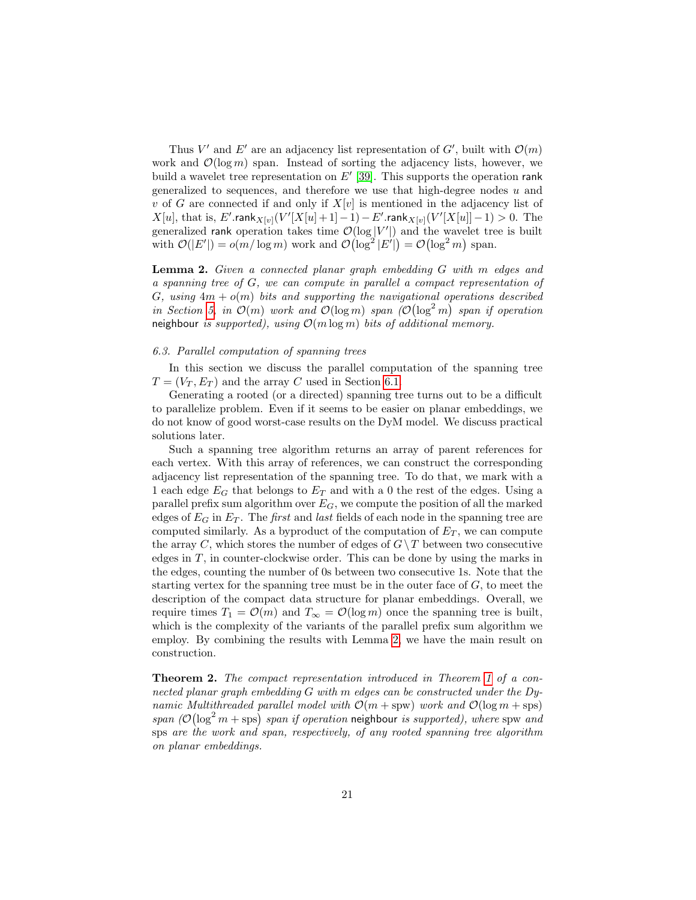Thus $V'$ and $E'$ are an adjacency list representation of $G'$, built with $\mathcal{O}(m)$ work and $\mathcal{O}(\log m)$ span. Instead of sorting the adjacency lists, however, we build a wavelet tree representation on $E'$ [39]. This supports the operation rank generalized to sequences, and therefore we use that high-degree nodes $u$ and $v$ of $G$ are connected if and only if $X[v]$ is mentioned in the adjacency list of $X[u]$, that is, $E'.\mathsf{rank}_{X[v]}(V'[X[u]+1]-1) - E'.\mathsf{rank}_{X[v]}(V'[X[u]]-1) > 0$. The generalized rank operation takes time $\mathcal{O}(\log |V'|)$ and the wavelet tree is built with $\mathcal{O}(|E'|) = o(m/\log m)$ work and $\mathcal{O}(\log^2 |E'|) = \mathcal{O}(\log^2 m)$ span.

**Lemma 2.** *Given a connected planar graph embedding $G$ with $m$ edges and a spanning tree of $G$, we can compute in parallel a compact representation of $G$, using $4m + o(m)$ bits and supporting the navigational operations described in Section 5, in $\mathcal{O}(m)$ work and $\mathcal{O}(\log m)$ span ($\mathcal{O}(\log^2 m)$ span if operation* neighbour *is supported), using $\mathcal{O}(m \log m)$ bits of additional memory.*

*6.3. Parallel computation of spanning trees*

In this section we discuss the parallel computation of the spanning tree $T = (V_T, E_T)$ and the array $C$ used in Section 6.1.

Generating a rooted (or a directed) spanning tree turns out to be a difficult to parallelize problem. Even if it seems to be easier on planar embeddings, we do not know of good worst-case results on the DyM model. We discuss practical solutions later.

Such a spanning tree algorithm returns an array of parent references for each vertex. With this array of references, we can construct the corresponding adjacency list representation of the spanning tree. To do that, we mark with a 1 each edge $E_G$ that belongs to $E_T$ and with a 0 the rest of the edges. Using a parallel prefix sum algorithm over $E_G$, we compute the position of all the marked edges of $E_G$ in $E_T$. The *first* and *last* fields of each node in the spanning tree are computed similarly. As a byproduct of the computation of $E_T$, we can compute the array $C$, which stores the number of edges of $G \setminus T$ between two consecutive edges in $T$, in counter-clockwise order. This can be done by using the marks in the edges, counting the number of 0s between two consecutive 1s. Note that the starting vertex for the spanning tree must be in the outer face of $G$, to meet the description of the compact data structure for planar embeddings. Overall, we require times $T_1 = \mathcal{O}(m)$ and $T_\infty = \mathcal{O}(\log m)$ once the spanning tree is built, which is the complexity of the variants of the parallel prefix sum algorithm we employ. By combining the results with Lemma 2, we have the main result on construction.

**Theorem 2.** *The compact representation introduced in Theorem 1 of a connected planar graph embedding $G$ with $m$ edges can be constructed under the Dynamic Multithreaded parallel model with $\mathcal{O}(m + \mathrm{spw})$ work and $\mathcal{O}(\log m + \mathrm{sps})$ span ($\mathcal{O}(\log^2 m + \mathrm{sps})$ span if operation* neighbour *is supported), where* spw *and* sps *are the work and span, respectively, of any rooted spanning tree algorithm on planar embeddings.*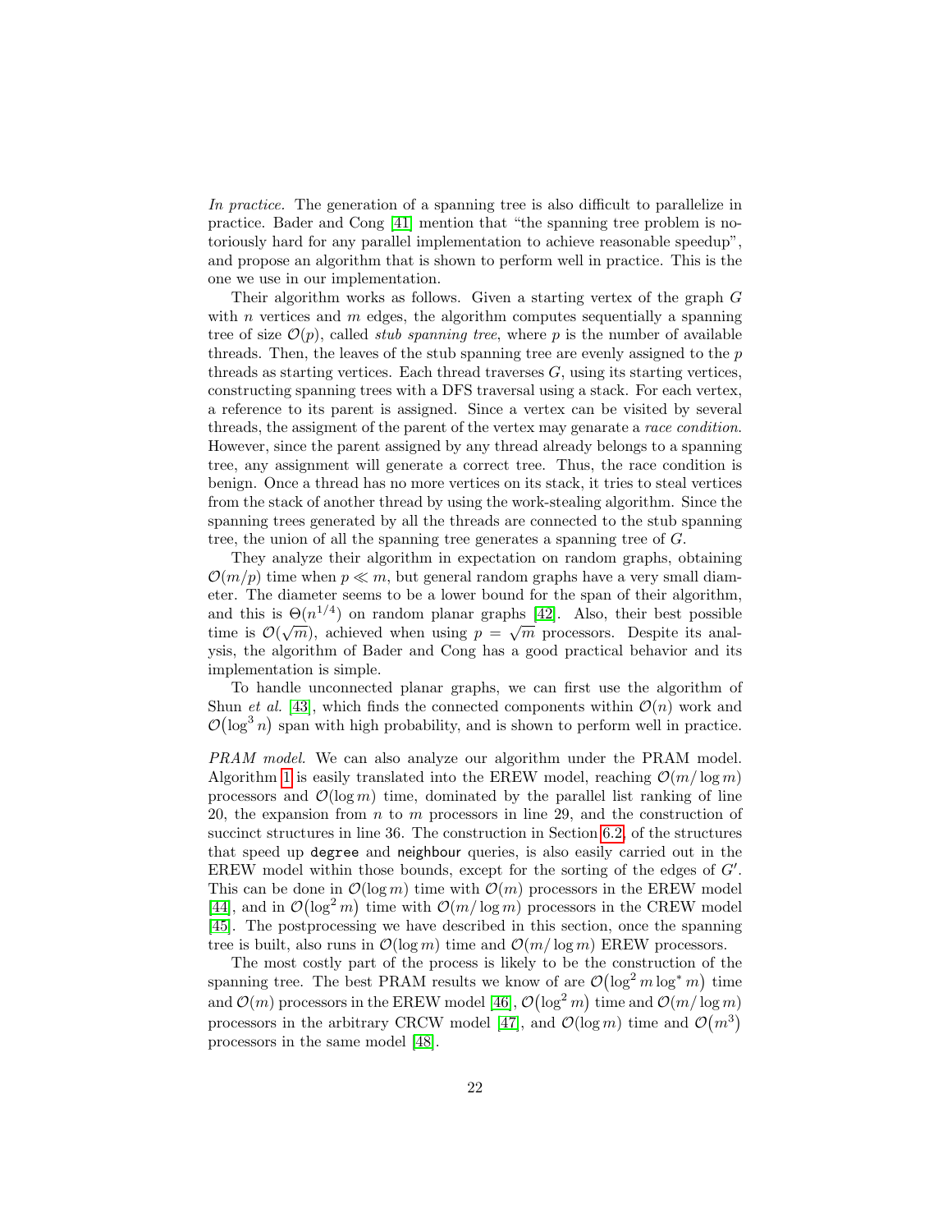*In practice.* The generation of a spanning tree is also difficult to parallelize in practice. Bader and Cong [41] mention that "the spanning tree problem is notoriously hard for any parallel implementation to achieve reasonable speedup", and propose an algorithm that is shown to perform well in practice. This is the one we use in our implementation.

Their algorithm works as follows. Given a starting vertex of the graph $G$ with $n$ vertices and $m$ edges, the algorithm computes sequentially a spanning tree of size $\mathcal{O}(p)$, called *stub spanning tree*, where $p$ is the number of available threads. Then, the leaves of the stub spanning tree are evenly assigned to the $p$ threads as starting vertices. Each thread traverses $G$, using its starting vertices, constructing spanning trees with a DFS traversal using a stack. For each vertex, a reference to its parent is assigned. Since a vertex can be visited by several threads, the assigment of the parent of the vertex may genarate a *race condition*. However, since the parent assigned by any thread already belongs to a spanning tree, any assignment will generate a correct tree. Thus, the race condition is benign. Once a thread has no more vertices on its stack, it tries to steal vertices from the stack of another thread by using the work-stealing algorithm. Since the spanning trees generated by all the threads are connected to the stub spanning tree, the union of all the spanning tree generates a spanning tree of $G$.

They analyze their algorithm in expectation on random graphs, obtaining $\mathcal{O}(m/p)$ time when $p \ll m$, but general random graphs have a very small diameter. The diameter seems to be a lower bound for the span of their algorithm, and this is $\Theta(n^{1/4})$ on random planar graphs [42]. Also, their best possible time is $\mathcal{O}(\sqrt{m})$, achieved when using $p = \sqrt{m}$ processors. Despite its analysis, the algorithm of Bader and Cong has a good practical behavior and its implementation is simple.

To handle unconnected planar graphs, we can first use the algorithm of Shun *et al.* [43], which finds the connected components within $\mathcal{O}(n)$ work and $\mathcal{O}(\log^3 n)$ span with high probability, and is shown to perform well in practice.

*PRAM model.* We can also analyze our algorithm under the PRAM model. Algorithm 1 is easily translated into the EREW model, reaching $\mathcal{O}(m/\log m)$ processors and $\mathcal{O}(\log m)$ time, dominated by the parallel list ranking of line 20, the expansion from $n$ to $m$ processors in line 29, and the construction of succinct structures in line 36. The construction in Section 6.2, of the structures that speed up `degree` and `neighbour` queries, is also easily carried out in the EREW model within those bounds, except for the sorting of the edges of $G'$. This can be done in $\mathcal{O}(\log m)$ time with $\mathcal{O}(m)$ processors in the EREW model [44], and in $\mathcal{O}(\log^2 m)$ time with $\mathcal{O}(m/\log m)$ processors in the CREW model [45]. The postprocessing we have described in this section, once the spanning tree is built, also runs in $\mathcal{O}(\log m)$ time and $\mathcal{O}(m/\log m)$ EREW processors.

The most costly part of the process is likely to be the construction of the spanning tree. The best PRAM results we know of are $\mathcal{O}(\log^2 m \log^* m)$ time and $\mathcal{O}(m)$ processors in the EREW model [46], $\mathcal{O}(\log^2 m)$ time and $\mathcal{O}(m/\log m)$ processors in the arbitrary CRCW model [47], and $\mathcal{O}(\log m)$ time and $\mathcal{O}(m^3)$ processors in the same model [48].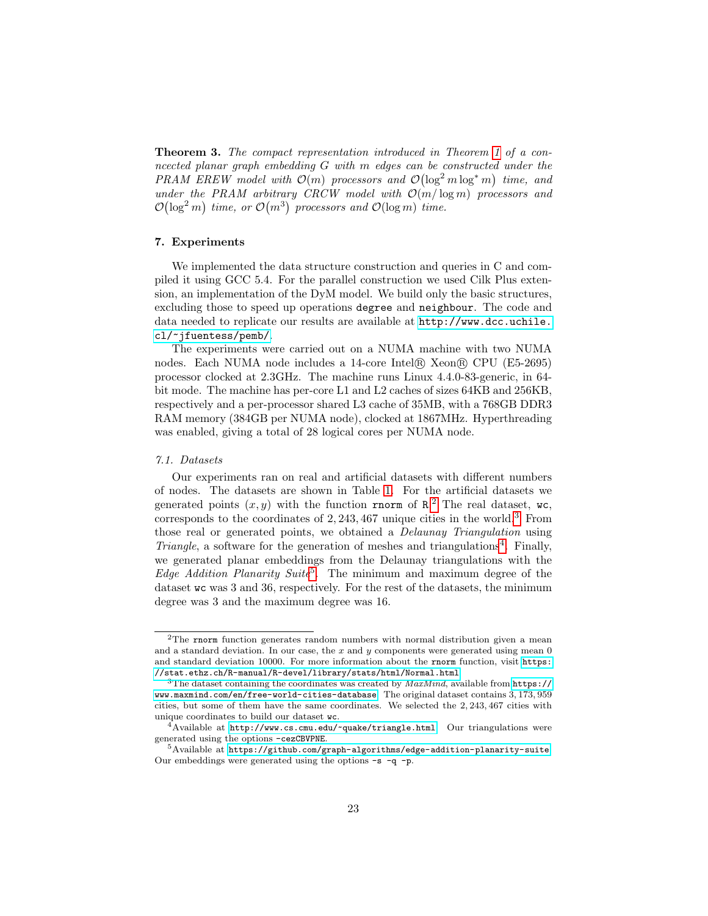**Theorem 3.** *The compact representation introduced in Theorem 1 of a connected planar graph embedding $G$ with $m$ edges can be constructed under the PRAM EREW model with $\mathcal{O}(m)$ processors and $\mathcal{O}(\log^2 m \log^* m)$ time, and under the PRAM arbitrary CRCW model with $\mathcal{O}(m/\log m)$ processors and $\mathcal{O}(\log^2 m)$ time, or $\mathcal{O}(m^3)$ processors and $\mathcal{O}(\log m)$ time.*

## 7. Experiments

We implemented the data structure construction and queries in C and compiled it using GCC 5.4. For the parallel construction we used Cilk Plus extension, an implementation of the DyM model. We build only the basic structures, excluding those to speed up operations `degree` and `neighbour`. The code and data needed to replicate our results are available at http://www.dcc.uchile.cl/~jfuentess/pemb/.

The experiments were carried out on a NUMA machine with two NUMA nodes. Each NUMA node includes a 14-core Intel® Xeon® CPU (E5-2695) processor clocked at 2.3GHz. The machine runs Linux 4.4.0-83-generic, in 64-bit mode. The machine has per-core L1 and L2 caches of sizes 64KB and 256KB, respectively and a per-processor shared L3 cache of 35MB, with a 768GB DDR3 RAM memory (384GB per NUMA node), clocked at 1867MHz. Hyperthreading was enabled, giving a total of 28 logical cores per NUMA node.

### 7.1. Datasets

Our experiments ran on real and artificial datasets with different numbers of nodes. The datasets are shown in Table 1. For the artificial datasets we generated points $(x, y)$ with the function `rnorm` of `R`.[2] The real dataset, `wc`, corresponds to the coordinates of 2,243,467 unique cities in the world.[3] From those real or generated points, we obtained a *Delaunay Triangulation* using *Triangle*, a software for the generation of meshes and triangulations[4]. Finally, we generated planar embeddings from the Delaunay triangulations with the *Edge Addition Planarity Suite*[5]. The minimum and maximum degree of the dataset `wc` was 3 and 36, respectively. For the rest of the datasets, the minimum degree was 3 and the maximum degree was 16.

---

[2] The `rnorm` function generates random numbers with normal distribution given a mean and a standard deviation. In our case, the $x$ and $y$ components were generated using mean 0 and standard deviation 10000. For more information about the `rnorm` function, visit https://stat.ethz.ch/R-manual/R-devel/library/stats/html/Normal.html

[3] The dataset containing the coordinates was created by *MaxMind*, available from https://www.maxmind.com/en/free-world-cities-database. The original dataset contains 3,173,959 cities, but some of them have the same coordinates. We selected the 2,243,467 cities with unique coordinates to build our dataset `wc`.

[4] Available at http://www.cs.cmu.edu/~quake/triangle.html. Our triangulations were generated using the options `-cezCBVPNE`.

[5] Available at https://github.com/graph-algorithms/edge-addition-planarity-suite. Our embeddings were generated using the options `-s -q -p`.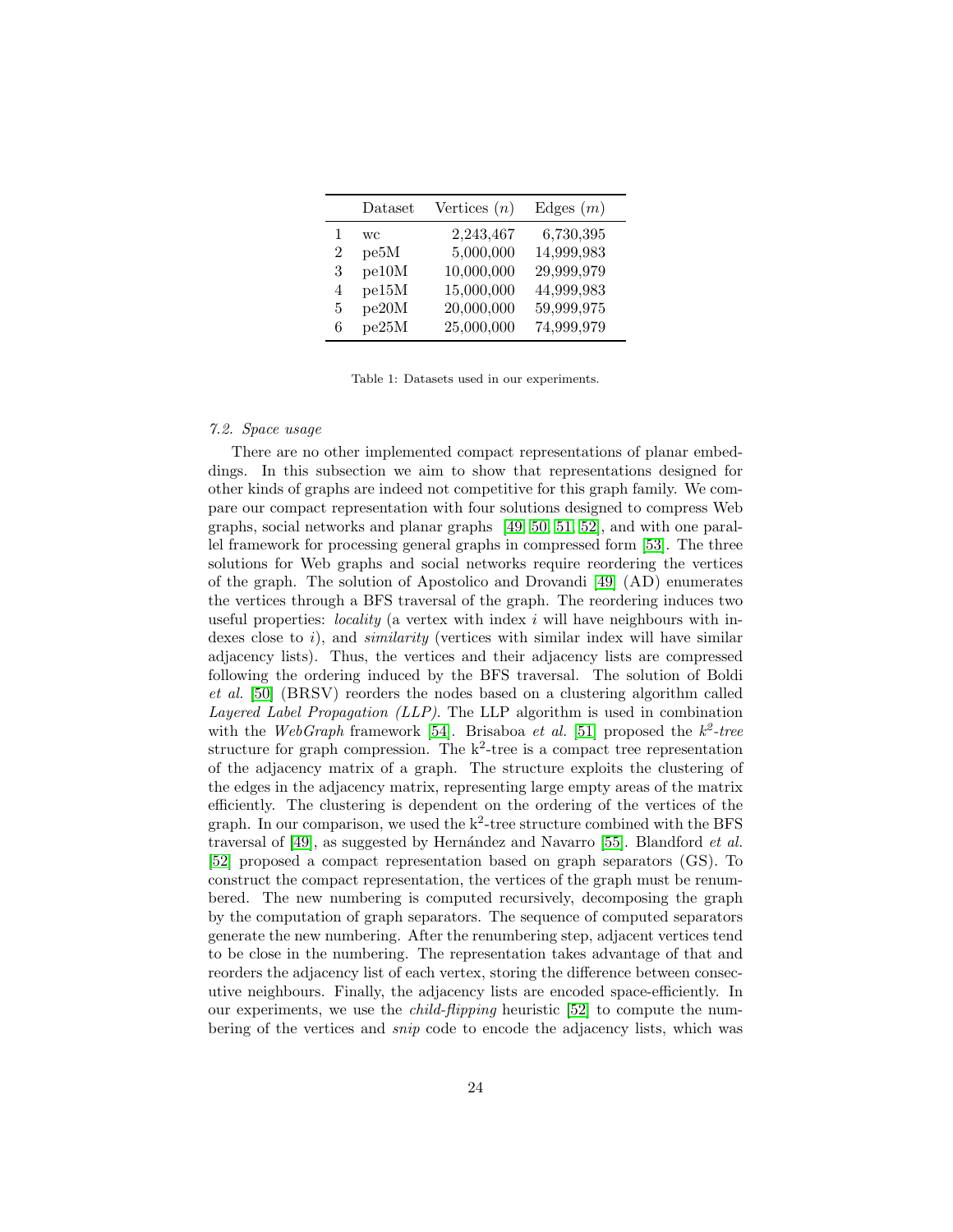|   | Dataset | Vertices ($n$) | Edges ($m$) |
|---|---|---|---|
| 1 | wc | 2,243,467 | 6,730,395 |
| 2 | pe5M | 5,000,000 | 14,999,983 |
| 3 | pe10M | 10,000,000 | 29,999,979 |
| 4 | pe15M | 15,000,000 | 44,999,983 |
| 5 | pe20M | 20,000,000 | 59,999,975 |
| 6 | pe25M | 25,000,000 | 74,999,979 |

Table 1: Datasets used in our experiments.

### *7.2. Space usage*

There are no other implemented compact representations of planar embeddings. In this subsection we aim to show that representations designed for other kinds of graphs are indeed not competitive for this graph family. We compare our compact representation with four solutions designed to compress Web graphs, social networks and planar graphs [49, 50, 51, 52], and with one parallel framework for processing general graphs in compressed form [53]. The three solutions for Web graphs and social networks require reordering the vertices of the graph. The solution of Apostolico and Drovandi [49] (AD) enumerates the vertices through a BFS traversal of the graph. The reordering induces two useful properties: *locality* (a vertex with index $i$ will have neighbours with indexes close to $i$), and *similarity* (vertices with similar index will have similar adjacency lists). Thus, the vertices and their adjacency lists are compressed following the ordering induced by the BFS traversal. The solution of Boldi *et al.* [50] (BRSV) reorders the nodes based on a clustering algorithm called *Layered Label Propagation (LLP)*. The LLP algorithm is used in combination with the *WebGraph* framework [54]. Brisaboa *et al.* [51] proposed the *k$^2$-tree* structure for graph compression. The k$^2$-tree is a compact tree representation of the adjacency matrix of a graph. The structure exploits the clustering of the edges in the adjacency matrix, representing large empty areas of the matrix efficiently. The clustering is dependent on the ordering of the vertices of the graph. In our comparison, we used the k$^2$-tree structure combined with the BFS traversal of [49], as suggested by Hernández and Navarro [55]. Blandford *et al.* [52] proposed a compact representation based on graph separators (GS). To construct the compact representation, the vertices of the graph must be renumbered. The new numbering is computed recursively, decomposing the graph by the computation of graph separators. The sequence of computed separators generate the new numbering. After the renumbering step, adjacent vertices tend to be close in the numbering. The representation takes advantage of that and reorders the adjacency list of each vertex, storing the difference between consecutive neighbours. Finally, the adjacency lists are encoded space-efficiently. In our experiments, we use the *child-flipping* heuristic [52] to compute the numbering of the vertices and *snip* code to encode the adjacency lists, which was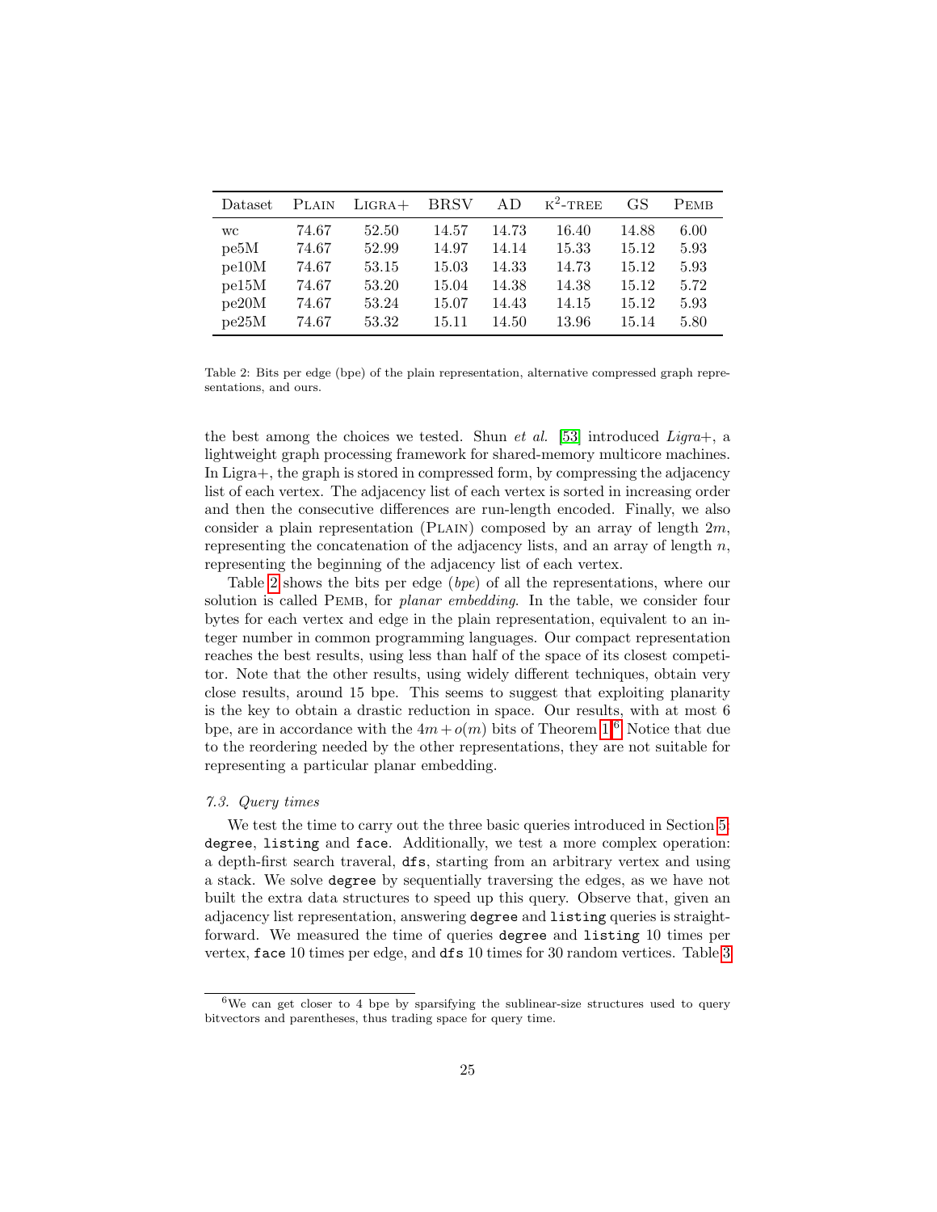| Dataset | Plain | Ligra+ | BRSV | AD | $\text{K}^2$-TREE | GS | Pemb |
|---|---|---|---|---|---|---|---|
| wc | 74.67 | 52.50 | 14.57 | 14.73 | 16.40 | 14.88 | 6.00 |
| pe5M | 74.67 | 52.99 | 14.97 | 14.14 | 15.33 | 15.12 | 5.93 |
| pe10M | 74.67 | 53.15 | 15.03 | 14.33 | 14.73 | 15.12 | 5.93 |
| pe15M | 74.67 | 53.20 | 15.04 | 14.38 | 14.38 | 15.12 | 5.72 |
| pe20M | 74.67 | 53.24 | 15.07 | 14.43 | 14.15 | 15.12 | 5.93 |
| pe25M | 74.67 | 53.32 | 15.11 | 14.50 | 13.96 | 15.14 | 5.80 |

Table 2: Bits per edge (bpe) of the plain representation, alternative compressed graph representations, and ours.

the best among the choices we tested. Shun *et al.* [53] introduced *Ligra+*, a lightweight graph processing framework for shared-memory multicore machines. In Ligra+, the graph is stored in compressed form, by compressing the adjacency list of each vertex. The adjacency list of each vertex is sorted in increasing order and then the consecutive differences are run-length encoded. Finally, we also consider a plain representation (Plain) composed by an array of length $2m$, representing the concatenation of the adjacency lists, and an array of length $n$, representing the beginning of the adjacency list of each vertex.

Table 2 shows the bits per edge (*bpe*) of all the representations, where our solution is called Pemb, for *planar embedding*. In the table, we consider four bytes for each vertex and edge in the plain representation, equivalent to an integer number in common programming languages. Our compact representation reaches the best results, using less than half of the space of its closest competitor. Note that the other results, using widely different techniques, obtain very close results, around 15 bpe. This seems to suggest that exploiting planarity is the key to obtain a drastic reduction in space. Our results, with at most 6 bpe, are in accordance with the $4m + o(m)$ bits of Theorem 1.[6] Notice that due to the reordering needed by the other representations, they are not suitable for representing a particular planar embedding.

### 7.3. Query times

We test the time to carry out the three basic queries introduced in Section 5: `degree`, `listing` and `face`. Additionally, we test a more complex operation: a depth-first search traveral, `dfs`, starting from an arbitrary vertex and using a stack. We solve `degree` by sequentially traversing the edges, as we have not built the extra data structures to speed up this query. Observe that, given an adjacency list representation, answering `degree` and `listing` queries is straightforward. We measured the time of queries `degree` and `listing` 10 times per vertex, `face` 10 times per edge, and `dfs` 10 times for 30 random vertices. Table 3

[6] We can get closer to 4 bpe by sparsifying the sublinear-size structures used to query bitvectors and parentheses, thus trading space for query time.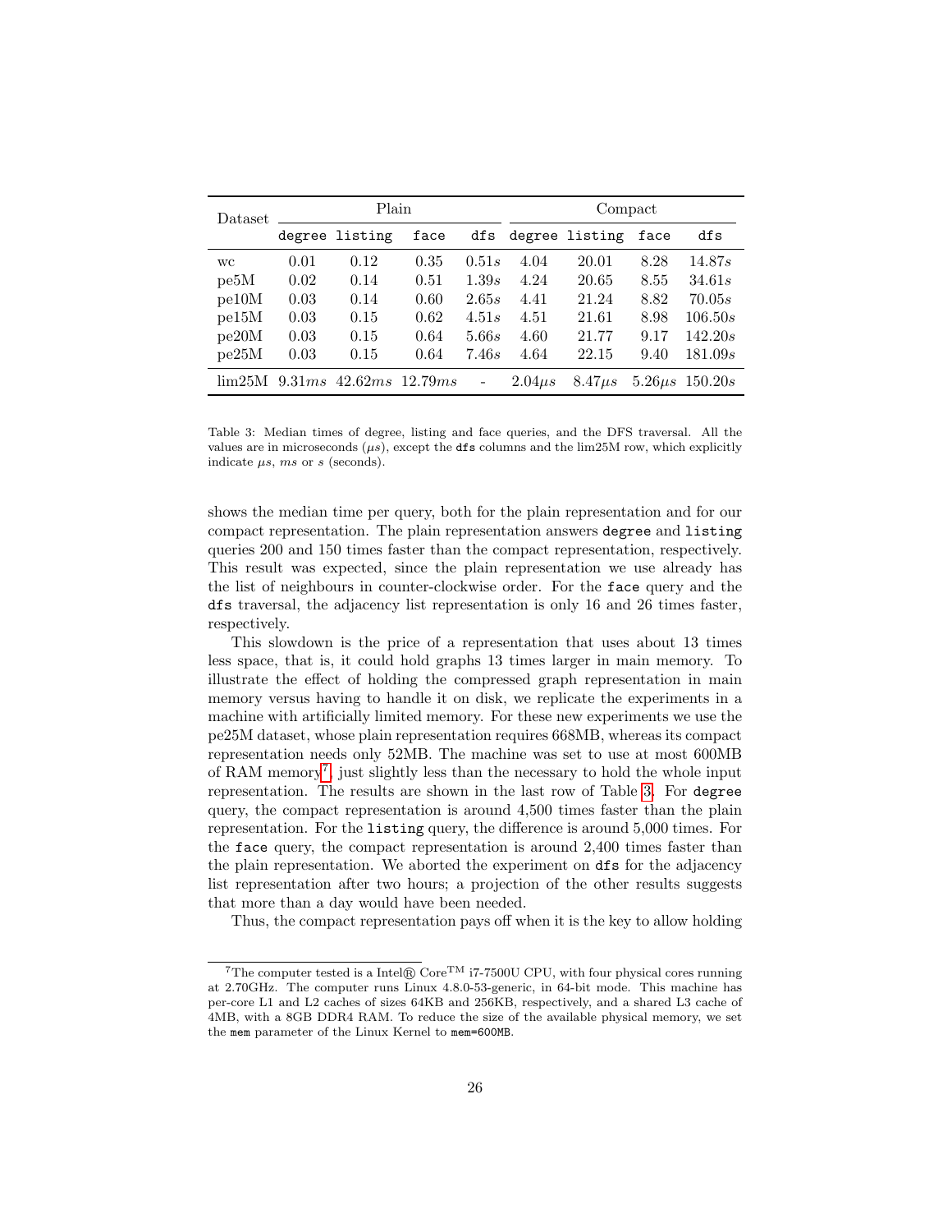| Dataset | Plain | | | | Compact | | | |
|---|---|---|---|---|---|---|---|---|
| | `degree` | `listing` | `face` | `dfs` | `degree` | `listing` | `face` | `dfs` |
| wc | 0.01 | 0.12 | 0.35 | $0.51s$ | 4.04 | 20.01 | 8.28 | $14.87s$ |
| pe5M | 0.02 | 0.14 | 0.51 | $1.39s$ | 4.24 | 20.65 | 8.55 | $34.61s$ |
| pe10M | 0.03 | 0.14 | 0.60 | $2.65s$ | 4.41 | 21.24 | 8.82 | $70.05s$ |
| pe15M | 0.03 | 0.15 | 0.62 | $4.51s$ | 4.51 | 21.61 | 8.98 | $106.50s$ |
| pe20M | 0.03 | 0.15 | 0.64 | $5.66s$ | 4.60 | 21.77 | 9.17 | $142.20s$ |
| pe25M | 0.03 | 0.15 | 0.64 | $7.46s$ | 4.64 | 22.15 | 9.40 | $181.09s$ |
| lim25M | $9.31ms$ | $42.62ms$ | $12.79ms$ | - | $2.04\mu s$ | $8.47\mu s$ | $5.26\mu s$ | $150.20s$ |

Table 3: Median times of degree, listing and face queries, and the DFS traversal. All the values are in microseconds ($\mu s$), except the `dfs` columns and the lim25M row, which explicitly indicate $\mu s$, $ms$ or $s$ (seconds).

shows the median time per query, both for the plain representation and for our compact representation. The plain representation answers `degree` and `listing` queries 200 and 150 times faster than the compact representation, respectively. This result was expected, since the plain representation we use already has the list of neighbours in counter-clockwise order. For the `face` query and the `dfs` traversal, the adjacency list representation is only 16 and 26 times faster, respectively.

This slowdown is the price of a representation that uses about 13 times less space, that is, it could hold graphs 13 times larger in main memory. To illustrate the effect of holding the compressed graph representation in main memory versus having to handle it on disk, we replicate the experiments in a machine with artificially limited memory. For these new experiments we use the pe25M dataset, whose plain representation requires 668MB, whereas its compact representation needs only 52MB. The machine was set to use at most 600MB of RAM memory[7], just slightly less than the necessary to hold the whole input representation. The results are shown in the last row of Table 3. For `degree` query, the compact representation is around 4,500 times faster than the plain representation. For the `listing` query, the difference is around 5,000 times. For the `face` query, the compact representation is around 2,400 times faster than the plain representation. We aborted the experiment on `dfs` for the adjacency list representation after two hours; a projection of the other results suggests that more than a day would have been needed.

Thus, the compact representation pays off when it is the key to allow holding

[7]The computer tested is a Intel® Core™ i7-7500U CPU, with four physical cores running at 2.70GHz. The computer runs Linux 4.8.0-53-generic, in 64-bit mode. This machine has per-core L1 and L2 caches of sizes 64KB and 256KB, respectively, and a shared L3 cache of 4MB, with a 8GB DDR4 RAM. To reduce the size of the available physical memory, we set the `mem` parameter of the Linux Kernel to `mem=600MB`.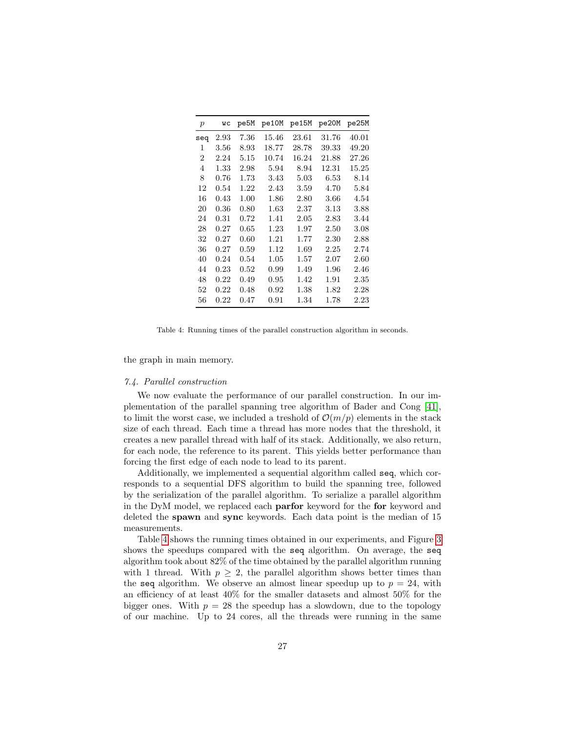| $p$ | wc | pe5M | pe10M | pe15M | pe20M | pe25M |
|---|---|---|---|---|---|---|
| seq | 2.93 | 7.36 | 15.46 | 23.61 | 31.76 | 40.01 |
| 1 | 3.56 | 8.93 | 18.77 | 28.78 | 39.33 | 49.20 |
| 2 | 2.24 | 5.15 | 10.74 | 16.24 | 21.88 | 27.26 |
| 4 | 1.33 | 2.98 | 5.94 | 8.94 | 12.31 | 15.25 |
| 8 | 0.76 | 1.73 | 3.43 | 5.03 | 6.53 | 8.14 |
| 12 | 0.54 | 1.22 | 2.43 | 3.59 | 4.70 | 5.84 |
| 16 | 0.43 | 1.00 | 1.86 | 2.80 | 3.66 | 4.54 |
| 20 | 0.36 | 0.80 | 1.63 | 2.37 | 3.13 | 3.88 |
| 24 | 0.31 | 0.72 | 1.41 | 2.05 | 2.83 | 3.44 |
| 28 | 0.27 | 0.65 | 1.23 | 1.97 | 2.50 | 3.08 |
| 32 | 0.27 | 0.60 | 1.21 | 1.77 | 2.30 | 2.88 |
| 36 | 0.27 | 0.59 | 1.12 | 1.69 | 2.25 | 2.74 |
| 40 | 0.24 | 0.54 | 1.05 | 1.57 | 2.07 | 2.60 |
| 44 | 0.23 | 0.52 | 0.99 | 1.49 | 1.96 | 2.46 |
| 48 | 0.22 | 0.49 | 0.95 | 1.42 | 1.91 | 2.35 |
| 52 | 0.22 | 0.48 | 0.92 | 1.38 | 1.82 | 2.28 |
| 56 | 0.22 | 0.47 | 0.91 | 1.34 | 1.78 | 2.23 |

Table 4: Running times of the parallel construction algorithm in seconds.

the graph in main memory.

### *7.4. Parallel construction*

We now evaluate the performance of our parallel construction. In our implementation of the parallel spanning tree algorithm of Bader and Cong [41], to limit the worst case, we included a treshold of $\mathcal{O}(m/p)$ elements in the stack size of each thread. Each time a thread has more nodes that the threshold, it creates a new parallel thread with half of its stack. Additionally, we also return, for each node, the reference to its parent. This yields better performance than forcing the first edge of each node to lead to its parent.

Additionally, we implemented a sequential algorithm called `seq`, which corresponds to a sequential DFS algorithm to build the spanning tree, followed by the serialization of the parallel algorithm. To serialize a parallel algorithm in the DyM model, we replaced each **parfor** keyword for the **for** keyword and deleted the **spawn** and **sync** keywords. Each data point is the median of 15 measurements.

Table 4 shows the running times obtained in our experiments, and Figure 3 shows the speedups compared with the `seq` algorithm. On average, the `seq` algorithm took about 82% of the time obtained by the parallel algorithm running with 1 thread. With $p \geq 2$, the parallel algorithm shows better times than the `seq` algorithm. We observe an almost linear speedup up to $p = 24$, with an efficiency of at least 40% for the smaller datasets and almost 50% for the bigger ones. With $p = 28$ the speedup has a slowdown, due to the topology of our machine. Up to 24 cores, all the threads were running in the same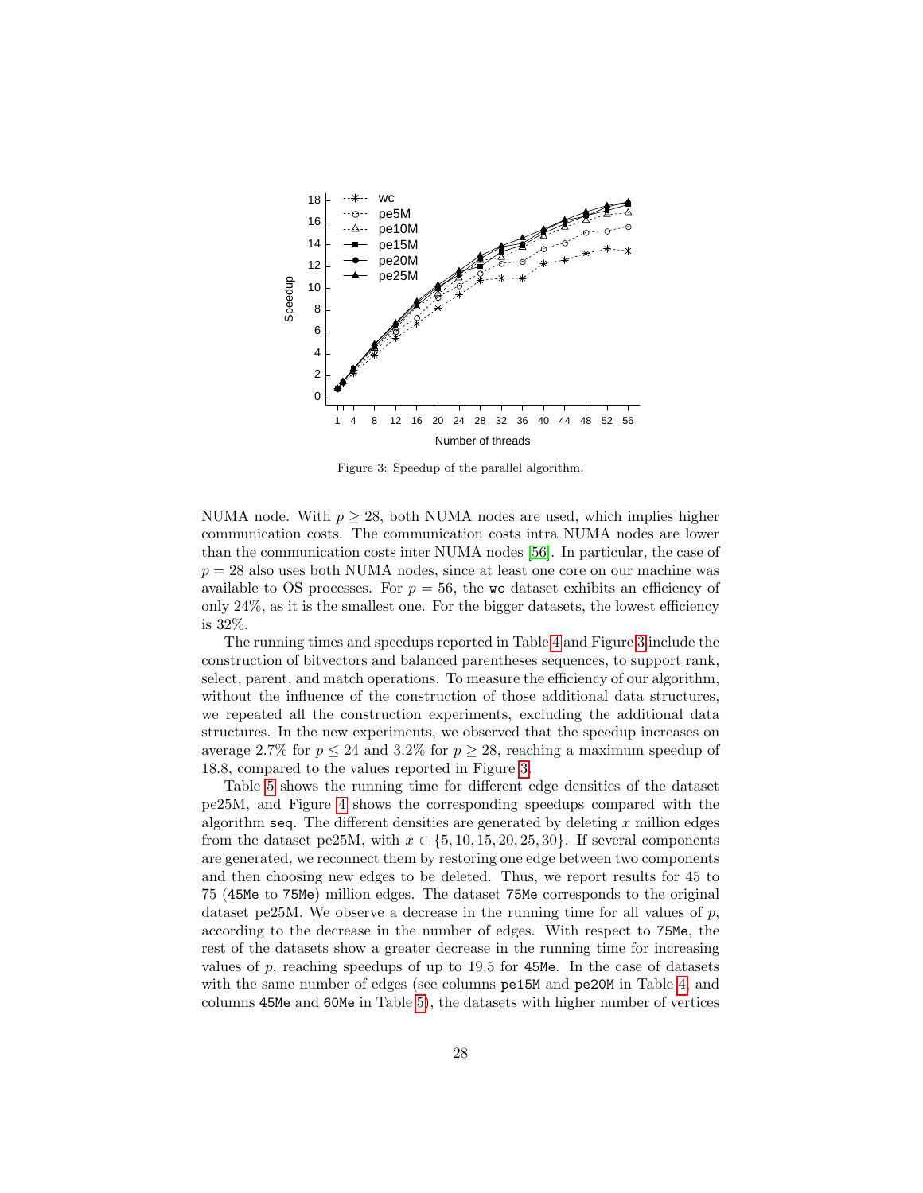Figure 3: Speedup of the parallel algorithm.

NUMA node. With $p \geq 28$, both NUMA nodes are used, which implies higher communication costs. The communication costs intra NUMA nodes are lower than the communication costs inter NUMA nodes [56]. In particular, the case of $p = 28$ also uses both NUMA nodes, since at least one core on our machine was available to OS processes. For $p = 56$, the `wc` dataset exhibits an efficiency of only 24%, as it is the smallest one. For the bigger datasets, the lowest efficiency is 32%.

The running times and speedups reported in Table 4 and Figure 3 include the construction of bitvectors and balanced parentheses sequences, to support rank, select, parent, and match operations. To measure the efficiency of our algorithm, without the influence of the construction of those additional data structures, we repeated all the construction experiments, excluding the additional data structures. In the new experiments, we observed that the speedup increases on average 2.7% for $p \leq 24$ and 3.2% for $p \geq 28$, reaching a maximum speedup of 18.8, compared to the values reported in Figure 3.

Table 5 shows the running time for different edge densities of the dataset pe25M, and Figure 4 shows the corresponding speedups compared with the algorithm `seq`. The different densities are generated by deleting $x$ million edges from the dataset pe25M, with $x \in \{5, 10, 15, 20, 25, 30\}$. If several components are generated, we reconnect them by restoring one edge between two components and then choosing new edges to be deleted. Thus, we report results for 45 to 75 (`45Me` to `75Me`) million edges. The dataset `75Me` corresponds to the original dataset pe25M. We observe a decrease in the running time for all values of $p$, according to the decrease in the number of edges. With respect to `75Me`, the rest of the datasets show a greater decrease in the running time for increasing values of $p$, reaching speedups of up to 19.5 for `45Me`. In the case of datasets with the same number of edges (see columns `pe15M` and `pe20M` in Table 4, and columns `45Me` and `60Me` in Table 5), the datasets with higher number of vertices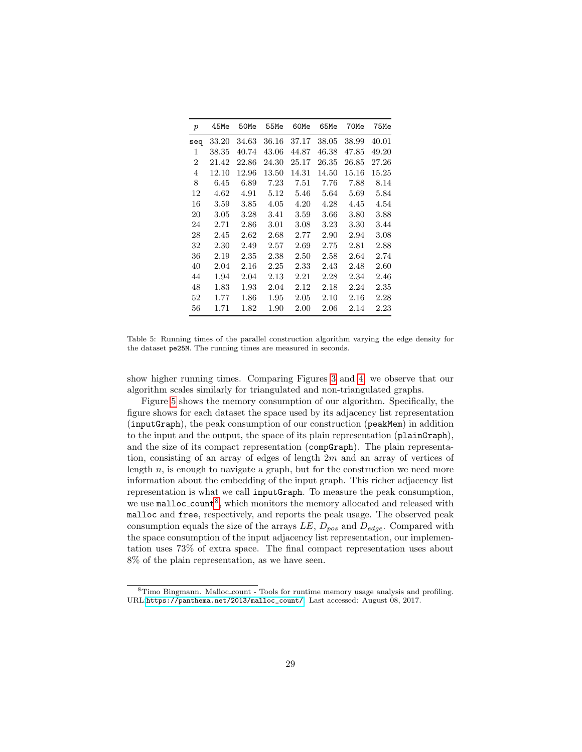| $p$ | 45Me | 50Me | 55Me | 60Me | 65Me | 70Me | 75Me |
|---|---|---|---|---|---|---|---|
| seq | 33.20 | 34.63 | 36.16 | 37.17 | 38.05 | 38.99 | 40.01 |
| 1 | 38.35 | 40.74 | 43.06 | 44.87 | 46.38 | 47.85 | 49.20 |
| 2 | 21.42 | 22.86 | 24.30 | 25.17 | 26.35 | 26.85 | 27.26 |
| 4 | 12.10 | 12.96 | 13.50 | 14.31 | 14.50 | 15.16 | 15.25 |
| 8 | 6.45 | 6.89 | 7.23 | 7.51 | 7.76 | 7.88 | 8.14 |
| 12 | 4.62 | 4.91 | 5.12 | 5.46 | 5.64 | 5.69 | 5.84 |
| 16 | 3.59 | 3.85 | 4.05 | 4.20 | 4.28 | 4.45 | 4.54 |
| 20 | 3.05 | 3.28 | 3.41 | 3.59 | 3.66 | 3.80 | 3.88 |
| 24 | 2.71 | 2.86 | 3.01 | 3.08 | 3.23 | 3.30 | 3.44 |
| 28 | 2.45 | 2.62 | 2.68 | 2.77 | 2.90 | 2.94 | 3.08 |
| 32 | 2.30 | 2.49 | 2.57 | 2.69 | 2.75 | 2.81 | 2.88 |
| 36 | 2.19 | 2.35 | 2.38 | 2.50 | 2.58 | 2.64 | 2.74 |
| 40 | 2.04 | 2.16 | 2.25 | 2.33 | 2.43 | 2.48 | 2.60 |
| 44 | 1.94 | 2.04 | 2.13 | 2.21 | 2.28 | 2.34 | 2.46 |
| 48 | 1.83 | 1.93 | 2.04 | 2.12 | 2.18 | 2.24 | 2.35 |
| 52 | 1.77 | 1.86 | 1.95 | 2.05 | 2.10 | 2.16 | 2.28 |
| 56 | 1.71 | 1.82 | 1.90 | 2.00 | 2.06 | 2.14 | 2.23 |

Table 5: Running times of the parallel construction algorithm varying the edge density for the dataset pe25M. The running times are measured in seconds.

show higher running times. Comparing Figures 3 and 4, we observe that our algorithm scales similarly for triangulated and non-triangulated graphs.

Figure 5 shows the memory consumption of our algorithm. Specifically, the figure shows for each dataset the space used by its adjacency list representation (inputGraph), the peak consumption of our construction (peakMem) in addition to the input and the output, the space of its plain representation (plainGraph), and the size of its compact representation (compGraph). The plain representation, consisting of an array of edges of length $2m$ and an array of vertices of length $n$, is enough to navigate a graph, but for the construction we need more information about the embedding of the input graph. This richer adjacency list representation is what we call inputGraph. To measure the peak consumption, we use malloc_count[8], which monitors the memory allocated and released with malloc and free, respectively, and reports the peak usage. The observed peak consumption equals the size of the arrays $LE$, $D_{pos}$ and $D_{edge}$. Compared with the space consumption of the input adjacency list representation, our implementation uses 73% of extra space. The final compact representation uses about 8% of the plain representation, as we have seen.

[8] Timo Bingmann. Malloc_count - Tools for runtime memory usage analysis and profiling. URL:https://panthema.net/2013/malloc_count/. Last accessed: August 08, 2017.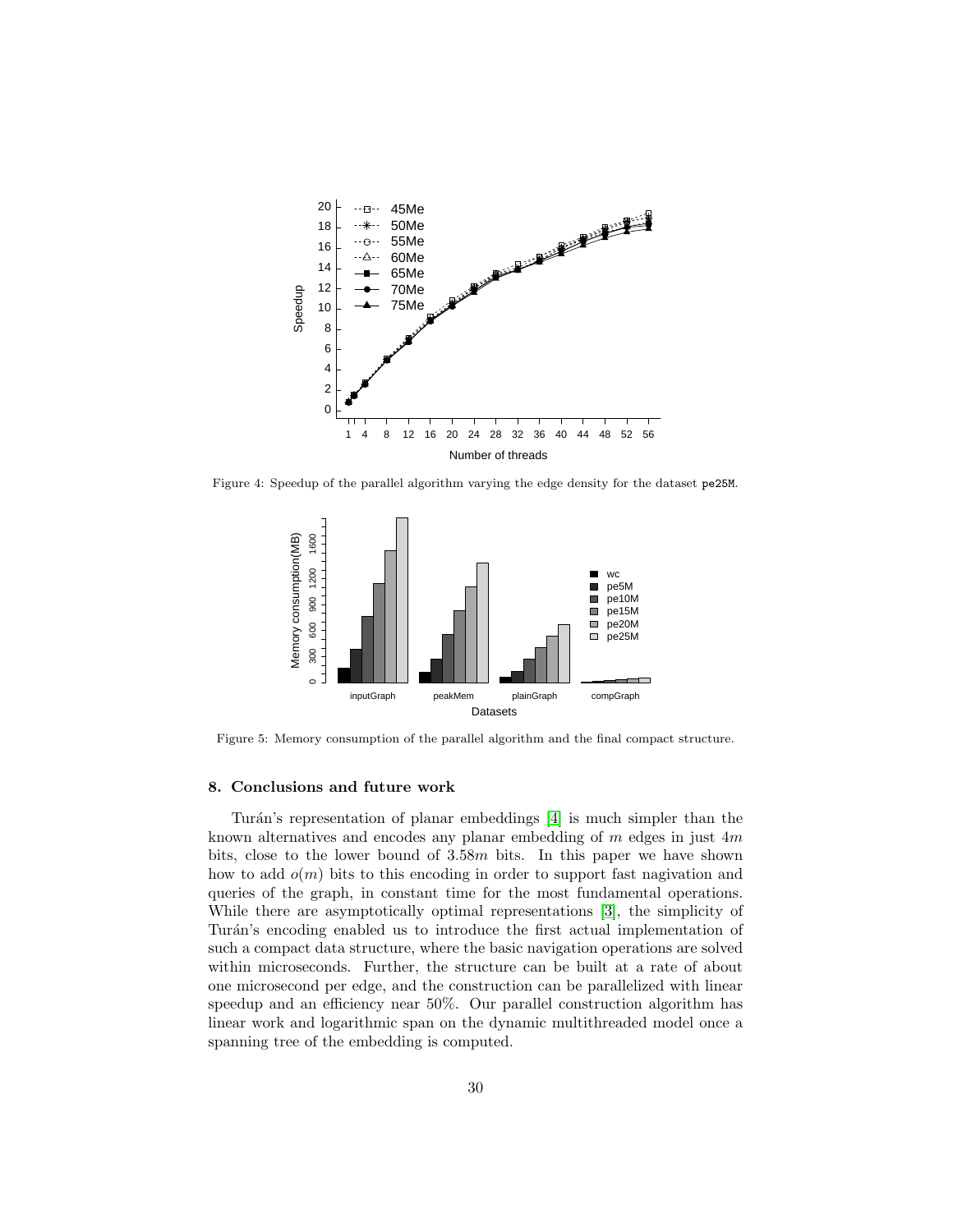Figure 4: Speedup of the parallel algorithm varying the edge density for the dataset pe25M.

Figure 5: Memory consumption of the parallel algorithm and the final compact structure.

### 8. Conclusions and future work

Turán's representation of planar embeddings [4] is much simpler than the known alternatives and encodes any planar embedding of $m$ edges in just $4m$ bits, close to the lower bound of $3.58m$ bits. In this paper we have shown how to add $o(m)$ bits to this encoding in order to support fast nagivation and queries of the graph, in constant time for the most fundamental operations. While there are asymptotically optimal representations [3], the simplicity of Turán's encoding enabled us to introduce the first actual implementation of such a compact data structure, where the basic navigation operations are solved within microseconds. Further, the structure can be built at a rate of about one microsecond per edge, and the construction can be parallelized with linear speedup and an efficiency near 50%. Our parallel construction algorithm has linear work and logarithmic span on the dynamic multithreaded model once a spanning tree of the embedding is computed.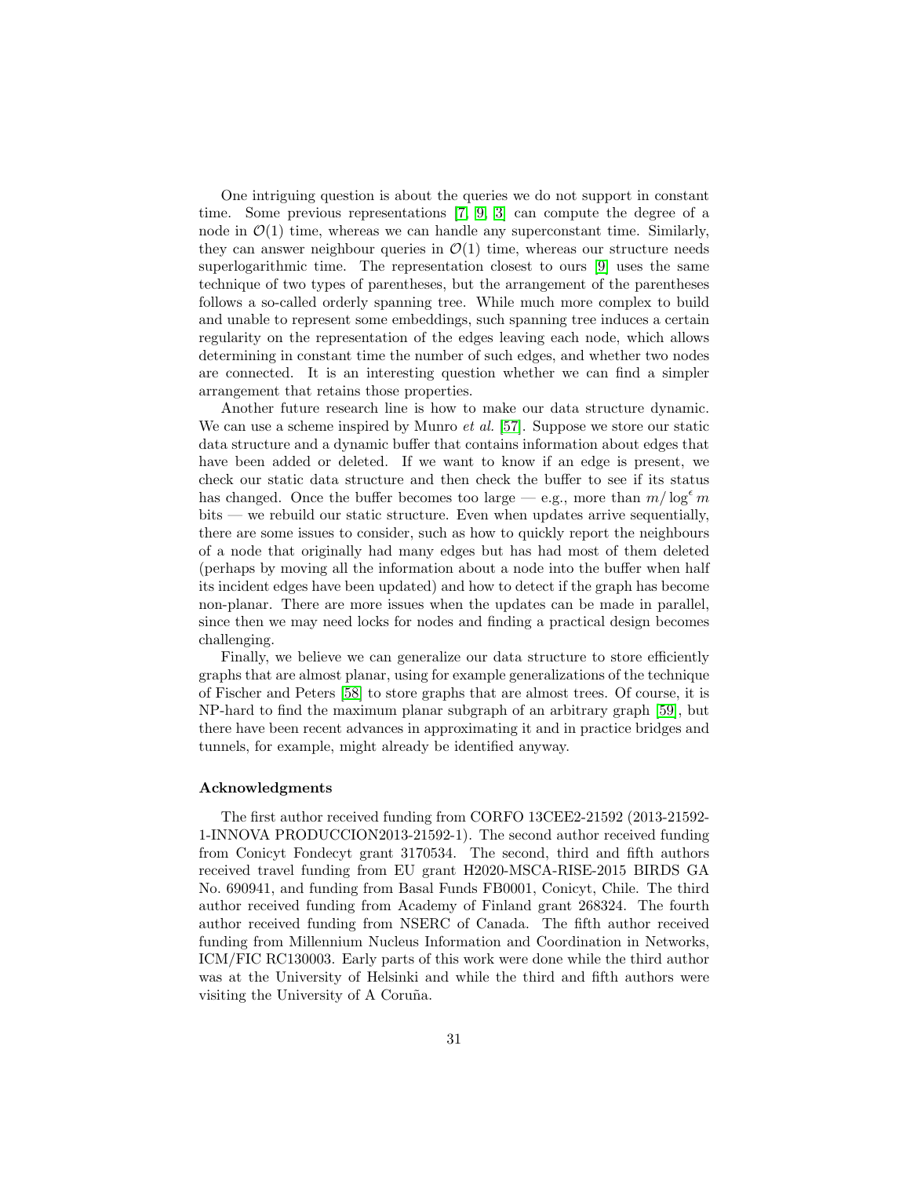One intriguing question is about the queries we do not support in constant time. Some previous representations [7, 9, 3] can compute the degree of a node in $\mathcal{O}(1)$ time, whereas we can handle any superconstant time. Similarly, they can answer neighbour queries in $\mathcal{O}(1)$ time, whereas our structure needs superlogarithmic time. The representation closest to ours [9] uses the same technique of two types of parentheses, but the arrangement of the parentheses follows a so-called orderly spanning tree. While much more complex to build and unable to represent some embeddings, such spanning tree induces a certain regularity on the representation of the edges leaving each node, which allows determining in constant time the number of such edges, and whether two nodes are connected. It is an interesting question whether we can find a simpler arrangement that retains those properties.

Another future research line is how to make our data structure dynamic. We can use a scheme inspired by Munro *et al.* [57]. Suppose we store our static data structure and a dynamic buffer that contains information about edges that have been added or deleted. If we want to know if an edge is present, we check our static data structure and then check the buffer to see if its status has changed. Once the buffer becomes too large — e.g., more than $m/\log^{\epsilon} m$ bits — we rebuild our static structure. Even when updates arrive sequentially, there are some issues to consider, such as how to quickly report the neighbours of a node that originally had many edges but has had most of them deleted (perhaps by moving all the information about a node into the buffer when half its incident edges have been updated) and how to detect if the graph has become non-planar. There are more issues when the updates can be made in parallel, since then we may need locks for nodes and finding a practical design becomes challenging.

Finally, we believe we can generalize our data structure to store efficiently graphs that are almost planar, using for example generalizations of the technique of Fischer and Peters [58] to store graphs that are almost trees. Of course, it is NP-hard to find the maximum planar subgraph of an arbitrary graph [59], but there have been recent advances in approximating it and in practice bridges and tunnels, for example, might already be identified anyway.

### Acknowledgments

The first author received funding from CORFO 13CEE2-21592 (2013-21592-1-INNOVA PRODUCCION2013-21592-1). The second author received funding from Conicyt Fondecyt grant 3170534. The second, third and fifth authors received travel funding from EU grant H2020-MSCA-RISE-2015 BIRDS GA No. 690941, and funding from Basal Funds FB0001, Conicyt, Chile. The third author received funding from Academy of Finland grant 268324. The fourth author received funding from NSERC of Canada. The fifth author received funding from Millennium Nucleus Information and Coordination in Networks, ICM/FIC RC130003. Early parts of this work were done while the third author was at the University of Helsinki and while the third and fifth authors were visiting the University of A Coruña.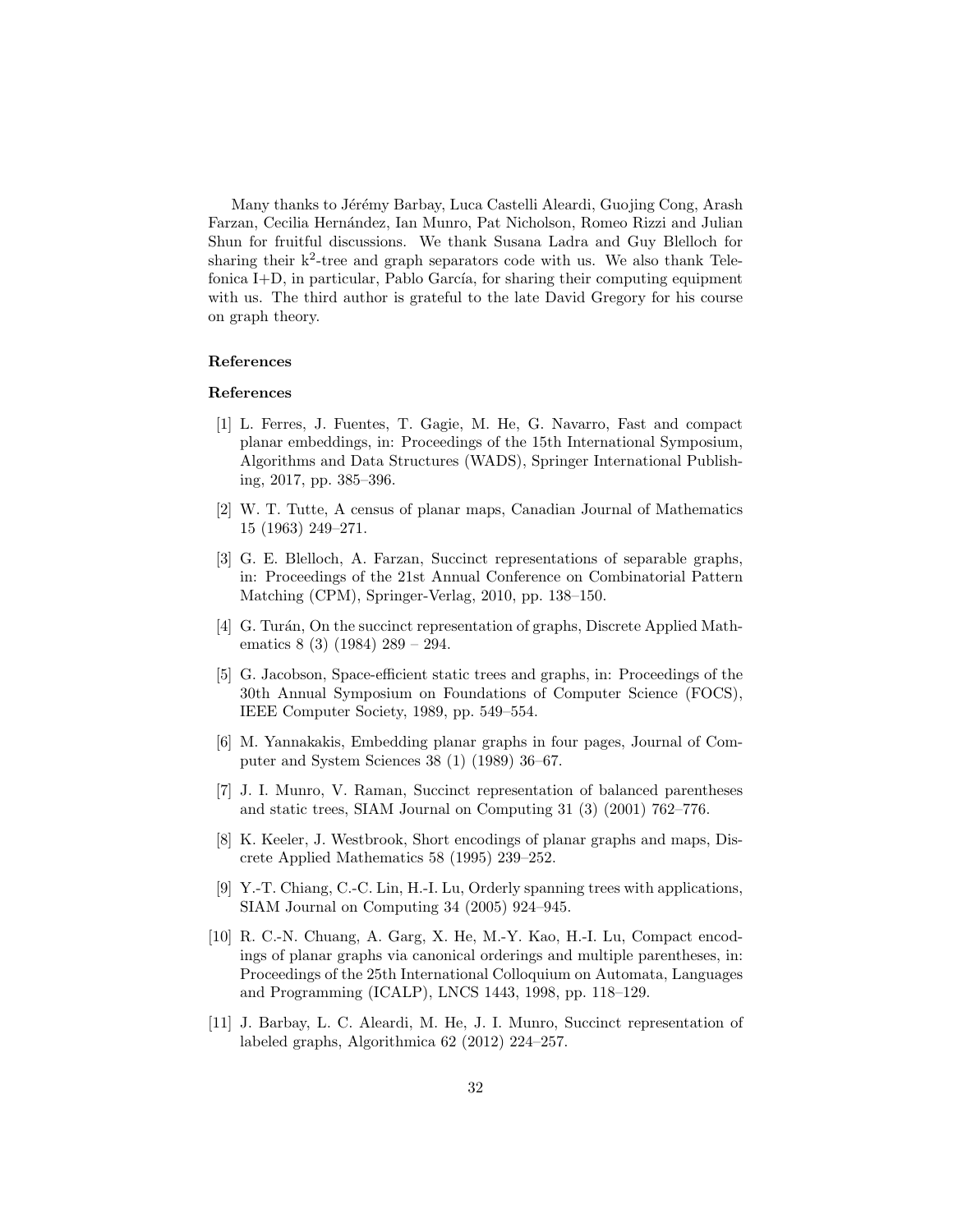Many thanks to Jérémy Barbay, Luca Castelli Aleardi, Guojing Cong, Arash Farzan, Cecilia Hernández, Ian Munro, Pat Nicholson, Romeo Rizzi and Julian Shun for fruitful discussions. We thank Susana Ladra and Guy Blelloch for sharing their k$^2$-tree and graph separators code with us. We also thank Telefonica I+D, in particular, Pablo García, for sharing their computing equipment with us. The third author is grateful to the late David Gregory for his course on graph theory.

**References**

**References**

[1] L. Ferres, J. Fuentes, T. Gagie, M. He, G. Navarro, Fast and compact planar embeddings, in: Proceedings of the 15th International Symposium, Algorithms and Data Structures (WADS), Springer International Publishing, 2017, pp. 385–396.

[2] W. T. Tutte, A census of planar maps, Canadian Journal of Mathematics 15 (1963) 249–271.

[3] G. E. Blelloch, A. Farzan, Succinct representations of separable graphs, in: Proceedings of the 21st Annual Conference on Combinatorial Pattern Matching (CPM), Springer-Verlag, 2010, pp. 138–150.

[4] G. Turán, On the succinct representation of graphs, Discrete Applied Mathematics 8 (3) (1984) 289 – 294.

[5] G. Jacobson, Space-efficient static trees and graphs, in: Proceedings of the 30th Annual Symposium on Foundations of Computer Science (FOCS), IEEE Computer Society, 1989, pp. 549–554.

[6] M. Yannakakis, Embedding planar graphs in four pages, Journal of Computer and System Sciences 38 (1) (1989) 36–67.

[7] J. I. Munro, V. Raman, Succinct representation of balanced parentheses and static trees, SIAM Journal on Computing 31 (3) (2001) 762–776.

[8] K. Keeler, J. Westbrook, Short encodings of planar graphs and maps, Discrete Applied Mathematics 58 (1995) 239–252.

[9] Y.-T. Chiang, C.-C. Lin, H.-I. Lu, Orderly spanning trees with applications, SIAM Journal on Computing 34 (2005) 924–945.

[10] R. C.-N. Chuang, A. Garg, X. He, M.-Y. Kao, H.-I. Lu, Compact encodings of planar graphs via canonical orderings and multiple parentheses, in: Proceedings of the 25th International Colloquium on Automata, Languages and Programming (ICALP), LNCS 1443, 1998, pp. 118–129.

[11] J. Barbay, L. C. Aleardi, M. He, J. I. Munro, Succinct representation of labeled graphs, Algorithmica 62 (2012) 224–257.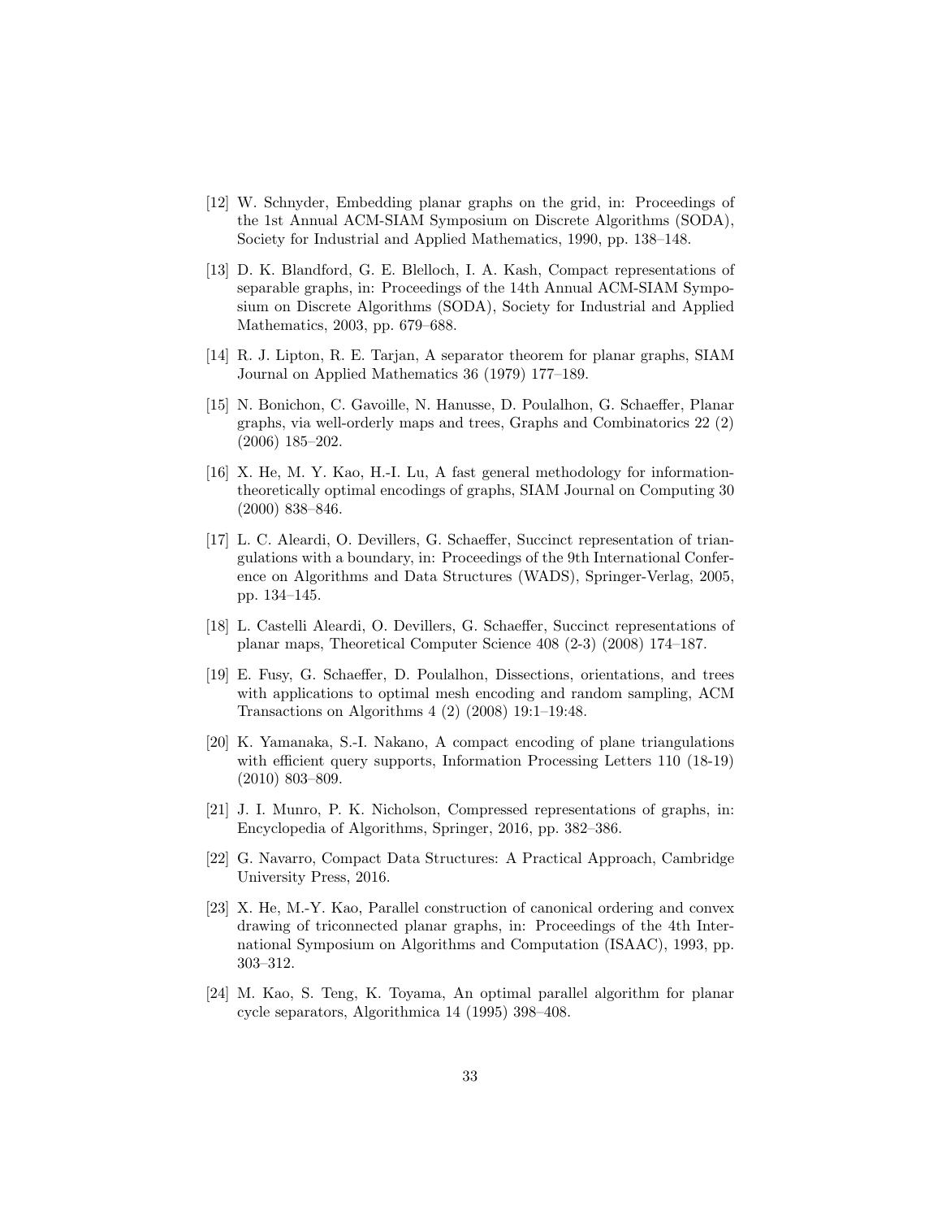[12] W. Schnyder, Embedding planar graphs on the grid, in: Proceedings of the 1st Annual ACM-SIAM Symposium on Discrete Algorithms (SODA), Society for Industrial and Applied Mathematics, 1990, pp. 138–148.

[13] D. K. Blandford, G. E. Blelloch, I. A. Kash, Compact representations of separable graphs, in: Proceedings of the 14th Annual ACM-SIAM Symposium on Discrete Algorithms (SODA), Society for Industrial and Applied Mathematics, 2003, pp. 679–688.

[14] R. J. Lipton, R. E. Tarjan, A separator theorem for planar graphs, SIAM Journal on Applied Mathematics 36 (1979) 177–189.

[15] N. Bonichon, C. Gavoille, N. Hanusse, D. Poulalhon, G. Schaeffer, Planar graphs, via well-orderly maps and trees, Graphs and Combinatorics 22 (2) (2006) 185–202.

[16] X. He, M. Y. Kao, H.-I. Lu, A fast general methodology for information-theoretically optimal encodings of graphs, SIAM Journal on Computing 30 (2000) 838–846.

[17] L. C. Aleardi, O. Devillers, G. Schaeffer, Succinct representation of triangulations with a boundary, in: Proceedings of the 9th International Conference on Algorithms and Data Structures (WADS), Springer-Verlag, 2005, pp. 134–145.

[18] L. Castelli Aleardi, O. Devillers, G. Schaeffer, Succinct representations of planar maps, Theoretical Computer Science 408 (2-3) (2008) 174–187.

[19] E. Fusy, G. Schaeffer, D. Poulalhon, Dissections, orientations, and trees with applications to optimal mesh encoding and random sampling, ACM Transactions on Algorithms 4 (2) (2008) 19:1–19:48.

[20] K. Yamanaka, S.-I. Nakano, A compact encoding of plane triangulations with efficient query supports, Information Processing Letters 110 (18-19) (2010) 803–809.

[21] J. I. Munro, P. K. Nicholson, Compressed representations of graphs, in: Encyclopedia of Algorithms, Springer, 2016, pp. 382–386.

[22] G. Navarro, Compact Data Structures: A Practical Approach, Cambridge University Press, 2016.

[23] X. He, M.-Y. Kao, Parallel construction of canonical ordering and convex drawing of triconnected planar graphs, in: Proceedings of the 4th International Symposium on Algorithms and Computation (ISAAC), 1993, pp. 303–312.

[24] M. Kao, S. Teng, K. Toyama, An optimal parallel algorithm for planar cycle separators, Algorithmica 14 (1995) 398–408.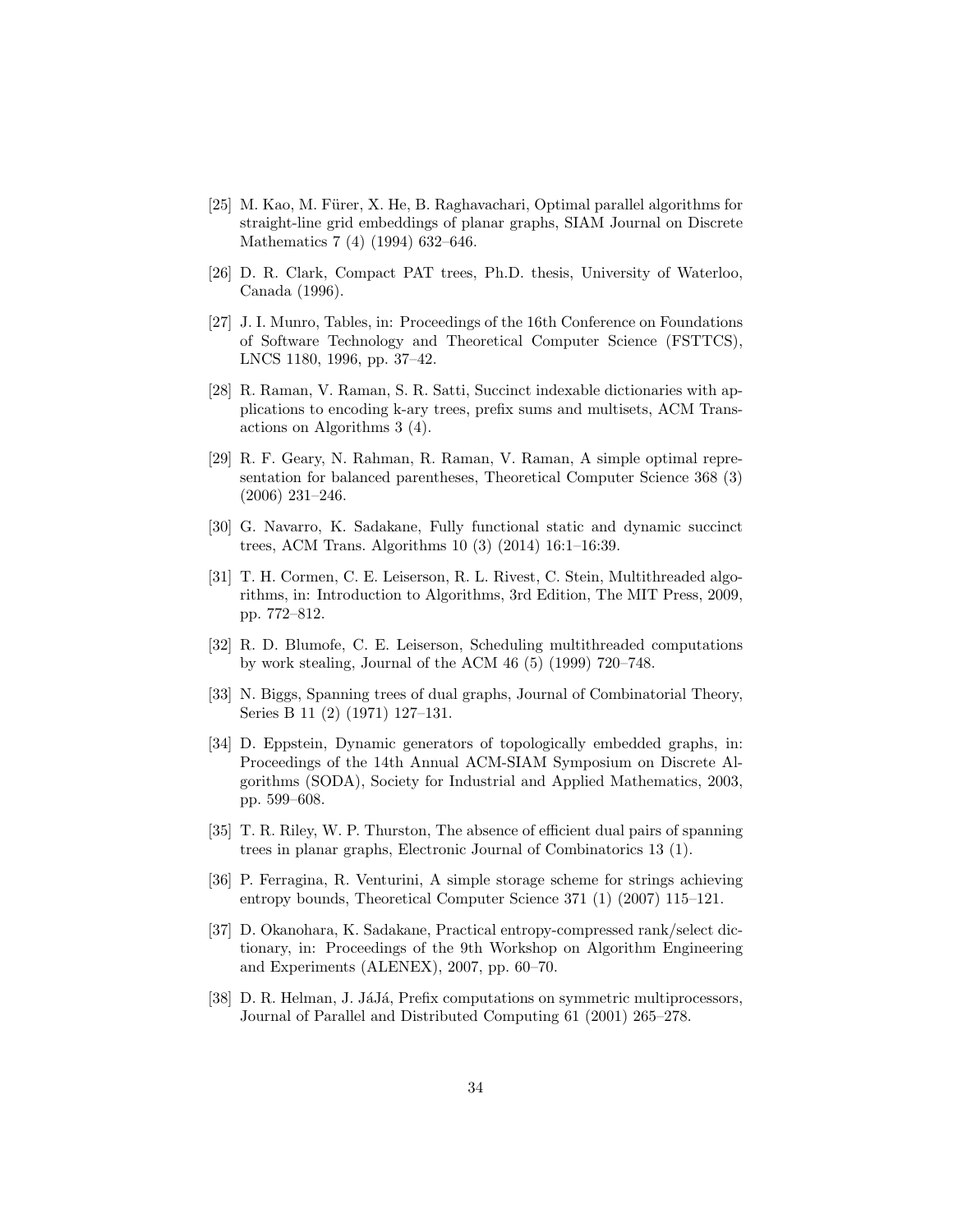[25] M. Kao, M. Fürer, X. He, B. Raghavachari, Optimal parallel algorithms for straight-line grid embeddings of planar graphs, SIAM Journal on Discrete Mathematics 7 (4) (1994) 632–646.

[26] D. R. Clark, Compact PAT trees, Ph.D. thesis, University of Waterloo, Canada (1996).

[27] J. I. Munro, Tables, in: Proceedings of the 16th Conference on Foundations of Software Technology and Theoretical Computer Science (FSTTCS), LNCS 1180, 1996, pp. 37–42.

[28] R. Raman, V. Raman, S. R. Satti, Succinct indexable dictionaries with applications to encoding k-ary trees, prefix sums and multisets, ACM Transactions on Algorithms 3 (4).

[29] R. F. Geary, N. Rahman, R. Raman, V. Raman, A simple optimal representation for balanced parentheses, Theoretical Computer Science 368 (3) (2006) 231–246.

[30] G. Navarro, K. Sadakane, Fully functional static and dynamic succinct trees, ACM Trans. Algorithms 10 (3) (2014) 16:1–16:39.

[31] T. H. Cormen, C. E. Leiserson, R. L. Rivest, C. Stein, Multithreaded algorithms, in: Introduction to Algorithms, 3rd Edition, The MIT Press, 2009, pp. 772–812.

[32] R. D. Blumofe, C. E. Leiserson, Scheduling multithreaded computations by work stealing, Journal of the ACM 46 (5) (1999) 720–748.

[33] N. Biggs, Spanning trees of dual graphs, Journal of Combinatorial Theory, Series B 11 (2) (1971) 127–131.

[34] D. Eppstein, Dynamic generators of topologically embedded graphs, in: Proceedings of the 14th Annual ACM-SIAM Symposium on Discrete Algorithms (SODA), Society for Industrial and Applied Mathematics, 2003, pp. 599–608.

[35] T. R. Riley, W. P. Thurston, The absence of efficient dual pairs of spanning trees in planar graphs, Electronic Journal of Combinatorics 13 (1).

[36] P. Ferragina, R. Venturini, A simple storage scheme for strings achieving entropy bounds, Theoretical Computer Science 371 (1) (2007) 115–121.

[37] D. Okanohara, K. Sadakane, Practical entropy-compressed rank/select dictionary, in: Proceedings of the 9th Workshop on Algorithm Engineering and Experiments (ALENEX), 2007, pp. 60–70.

[38] D. R. Helman, J. JáJá, Prefix computations on symmetric multiprocessors, Journal of Parallel and Distributed Computing 61 (2001) 265–278.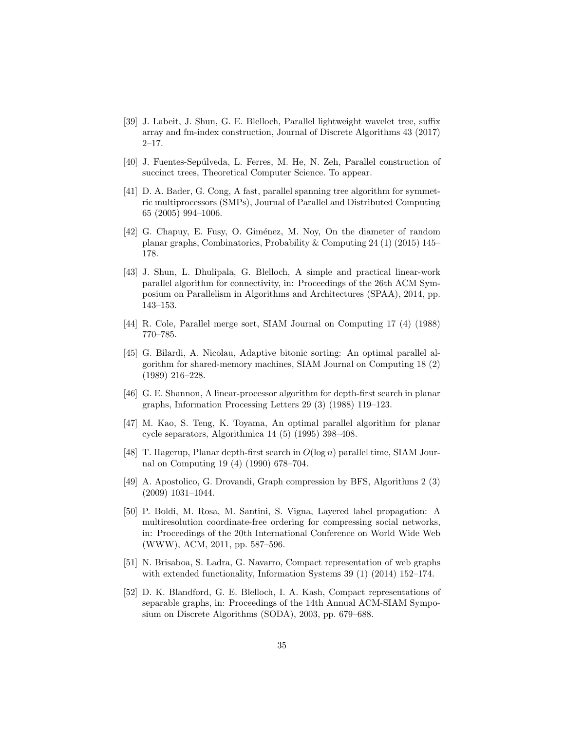[39] J. Labeit, J. Shun, G. E. Blelloch, Parallel lightweight wavelet tree, suffix array and fm-index construction, Journal of Discrete Algorithms 43 (2017) 2–17.

[40] J. Fuentes-Sepúlveda, L. Ferres, M. He, N. Zeh, Parallel construction of succinct trees, Theoretical Computer Science. To appear.

[41] D. A. Bader, G. Cong, A fast, parallel spanning tree algorithm for symmetric multiprocessors (SMPs), Journal of Parallel and Distributed Computing 65 (2005) 994–1006.

[42] G. Chapuy, E. Fusy, O. Giménez, M. Noy, On the diameter of random planar graphs, Combinatorics, Probability & Computing 24 (1) (2015) 145–178.

[43] J. Shun, L. Dhulipala, G. Blelloch, A simple and practical linear-work parallel algorithm for connectivity, in: Proceedings of the 26th ACM Symposium on Parallelism in Algorithms and Architectures (SPAA), 2014, pp. 143–153.

[44] R. Cole, Parallel merge sort, SIAM Journal on Computing 17 (4) (1988) 770–785.

[45] G. Bilardi, A. Nicolau, Adaptive bitonic sorting: An optimal parallel algorithm for shared-memory machines, SIAM Journal on Computing 18 (2) (1989) 216–228.

[46] G. E. Shannon, A linear-processor algorithm for depth-first search in planar graphs, Information Processing Letters 29 (3) (1988) 119–123.

[47] M. Kao, S. Teng, K. Toyama, An optimal parallel algorithm for planar cycle separators, Algorithmica 14 (5) (1995) 398–408.

[48] T. Hagerup, Planar depth-first search in $O(\log n)$ parallel time, SIAM Journal on Computing 19 (4) (1990) 678–704.

[49] A. Apostolico, G. Drovandi, Graph compression by BFS, Algorithms 2 (3) (2009) 1031–1044.

[50] P. Boldi, M. Rosa, M. Santini, S. Vigna, Layered label propagation: A multiresolution coordinate-free ordering for compressing social networks, in: Proceedings of the 20th International Conference on World Wide Web (WWW), ACM, 2011, pp. 587–596.

[51] N. Brisaboa, S. Ladra, G. Navarro, Compact representation of web graphs with extended functionality, Information Systems 39 (1) (2014) 152–174.

[52] D. K. Blandford, G. E. Blelloch, I. A. Kash, Compact representations of separable graphs, in: Proceedings of the 14th Annual ACM-SIAM Symposium on Discrete Algorithms (SODA), 2003, pp. 679–688.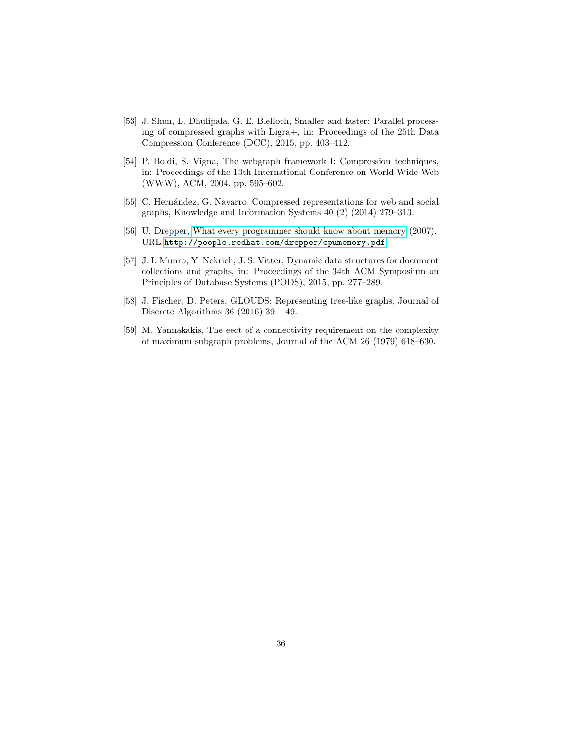[53] J. Shun, L. Dhulipala, G. E. Blelloch, Smaller and faster: Parallel processing of compressed graphs with Ligra+, in: Proceedings of the 25th Data Compression Conference (DCC), 2015, pp. 403–412.

[54] P. Boldi, S. Vigna, The webgraph framework I: Compression techniques, in: Proceedings of the 13th International Conference on World Wide Web (WWW), ACM, 2004, pp. 595–602.

[55] C. Hernández, G. Navarro, Compressed representations for web and social graphs, Knowledge and Information Systems 40 (2) (2014) 279–313.

[56] U. Drepper, What every programmer should know about memory (2007). URL http://people.redhat.com/drepper/cpumemory.pdf

[57] J. I. Munro, Y. Nekrich, J. S. Vitter, Dynamic data structures for document collections and graphs, in: Proceedings of the 34th ACM Symposium on Principles of Database Systems (PODS), 2015, pp. 277–289.

[58] J. Fischer, D. Peters, GLOUDS: Representing tree-like graphs, Journal of Discrete Algorithms 36 (2016) 39 – 49.

[59] M. Yannakakis, The eect of a connectivity requirement on the complexity of maximum subgraph problems, Journal of the ACM 26 (1979) 618–630.